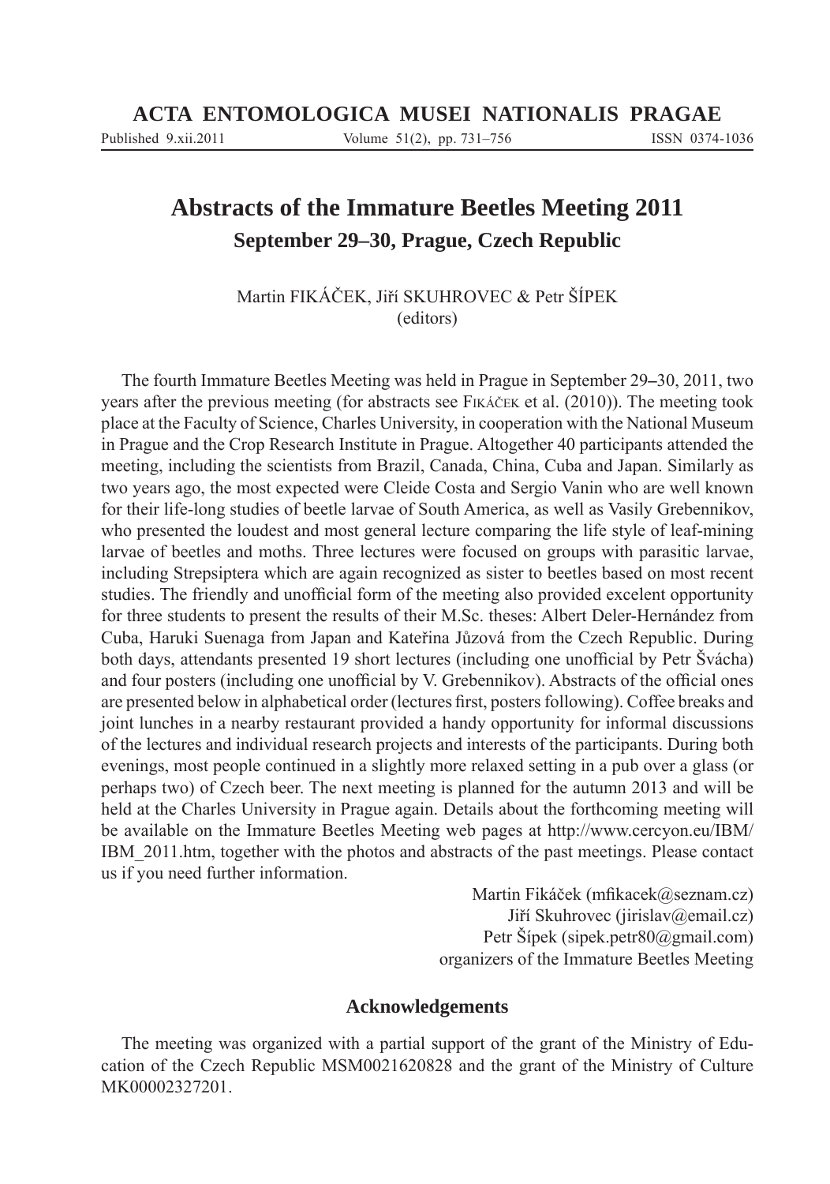# Abstracts of the Immature Beetles Meeting 2011

## September 29–30, Prague, Czech Republic

Martin FIKÁČEK, Jiří SKUHROVEC & Petr ŠÍPEK
(editors)

The fourth Immature Beetles Meeting was held in Prague in September 29–30, 2011, two years after the previous meeting (for abstracts see FIKÁČEK et al. (2010)). The meeting took place at the Faculty of Science, Charles University, in cooperation with the National Museum in Prague and the Crop Research Institute in Prague. Altogether 40 participants attended the meeting, including the scientists from Brazil, Canada, China, Cuba and Japan. Similarly as two years ago, the most expected were Cleide Costa and Sergio Vanin who are well known for their life-long studies of beetle larvae of South America, as well as Vasily Grebennikov, who presented the loudest and most general lecture comparing the life style of leaf-mining larvae of beetles and moths. Three lectures were focused on groups with parasitic larvae, including Strepsiptera which are again recognized as sister to beetles based on most recent studies. The friendly and unofficial form of the meeting also provided excelent opportunity for three students to present the results of their M.Sc. theses: Albert Deler-Hernández from Cuba, Haruki Suenaga from Japan and Kateřina Jůzová from the Czech Republic. During both days, attendants presented 19 short lectures (including one unofficial by Petr Švácha) and four posters (including one unofficial by V. Grebennikov). Abstracts of the official ones are presented below in alphabetical order (lectures first, posters following). Coffee breaks and joint lunches in a nearby restaurant provided a handy opportunity for informal discussions of the lectures and individual research projects and interests of the participants. During both evenings, most people continued in a slightly more relaxed setting in a pub over a glass (or perhaps two) of Czech beer. The next meeting is planned for the autumn 2013 and will be held at the Charles University in Prague again. Details about the forthcoming meeting will be available on the Immature Beetles Meeting web pages at http://www.cercyon.eu/IBM/IBM_2011.htm, together with the photos and abstracts of the past meetings. Please contact us if you need further information.

Martin Fikáček (mfikacek@seznam.cz)
Jiří Skuhrovec (jirislav@email.cz)
Petr Šípek (sipek.petr80@gmail.com)
organizers of the Immature Beetles Meeting

### Acknowledgements

The meeting was organized with a partial support of the grant of the Ministry of Education of the Czech Republic MSM0021620828 and the grant of the Ministry of Culture MK00002327201.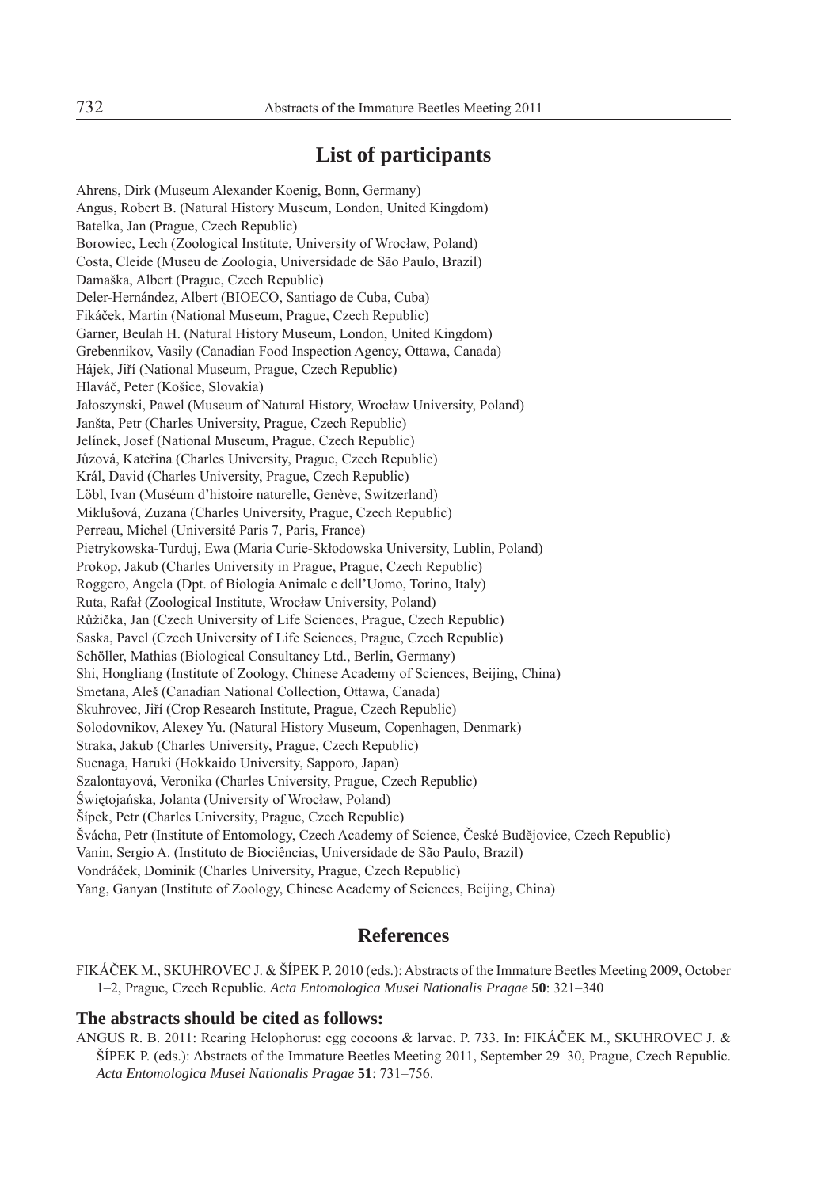## List of participants

Ahrens, Dirk (Museum Alexander Koenig, Bonn, Germany)
Angus, Robert B. (Natural History Museum, London, United Kingdom)
Batelka, Jan (Prague, Czech Republic)
Borowiec, Lech (Zoological Institute, University of Wrocław, Poland)
Costa, Cleide (Museu de Zoologia, Universidade de São Paulo, Brazil)
Damaška, Albert (Prague, Czech Republic)
Deler-Hernández, Albert (BIOECO, Santiago de Cuba, Cuba)
Fikáček, Martin (National Museum, Prague, Czech Republic)
Garner, Beulah H. (Natural History Museum, London, United Kingdom)
Grebennikov, Vasily (Canadian Food Inspection Agency, Ottawa, Canada)
Hájek, Jiří (National Museum, Prague, Czech Republic)
Hlaváč, Peter (Košice, Slovakia)
Jałoszynski, Pawel (Museum of Natural History, Wrocław University, Poland)
Janšta, Petr (Charles University, Prague, Czech Republic)
Jelínek, Josef (National Museum, Prague, Czech Republic)
Jůzová, Kateřina (Charles University, Prague, Czech Republic)
Král, David (Charles University, Prague, Czech Republic)
Löbl, Ivan (Muséum d'histoire naturelle, Genève, Switzerland)
Miklušová, Zuzana (Charles University, Prague, Czech Republic)
Perreau, Michel (Université Paris 7, Paris, France)
Pietrykowska-Turduj, Ewa (Maria Curie-Skłodowska University, Lublin, Poland)
Prokop, Jakub (Charles University in Prague, Prague, Czech Republic)
Roggero, Angela (Dpt. of Biologia Animale e dell'Uomo, Torino, Italy)
Ruta, Rafał (Zoological Institute, Wrocław University, Poland)
Růžička, Jan (Czech University of Life Sciences, Prague, Czech Republic)
Saska, Pavel (Czech University of Life Sciences, Prague, Czech Republic)
Schöller, Mathias (Biological Consultancy Ltd., Berlin, Germany)
Shi, Hongliang (Institute of Zoology, Chinese Academy of Sciences, Beijing, China)
Smetana, Aleš (Canadian National Collection, Ottawa, Canada)
Skuhrovec, Jiří (Crop Research Institute, Prague, Czech Republic)
Solodovnikov, Alexey Yu. (Natural History Museum, Copenhagen, Denmark)
Straka, Jakub (Charles University, Prague, Czech Republic)
Suenaga, Haruki (Hokkaido University, Sapporo, Japan)
Szalontayová, Veronika (Charles University, Prague, Czech Republic)
Świętojańska, Jolanta (University of Wrocław, Poland)
Šípek, Petr (Charles University, Prague, Czech Republic)
Švácha, Petr (Institute of Entomology, Czech Academy of Science, České Budějovice, Czech Republic)
Vanin, Sergio A. (Instituto de Biociências, Universidade de São Paulo, Brazil)
Vondráček, Dominik (Charles University, Prague, Czech Republic)
Yang, Ganyan (Institute of Zoology, Chinese Academy of Sciences, Beijing, China)

## References

FIKÁČEK M., SKUHROVEC J. & ŠÍPEK P. 2010 (eds.): Abstracts of the Immature Beetles Meeting 2009, October 1–2, Prague, Czech Republic. *Acta Entomologica Musei Nationalis Pragae* **50**: 321–340

### The abstracts should be cited as follows:

ANGUS R. B. 2011: Rearing Helophorus: egg cocoons & larvae. P. 733. In: FIKÁČEK M., SKUHROVEC J. & ŠÍPEK P. (eds.): Abstracts of the Immature Beetles Meeting 2011, September 29–30, Prague, Czech Republic. *Acta Entomologica Musei Nationalis Pragae* **51**: 731–756.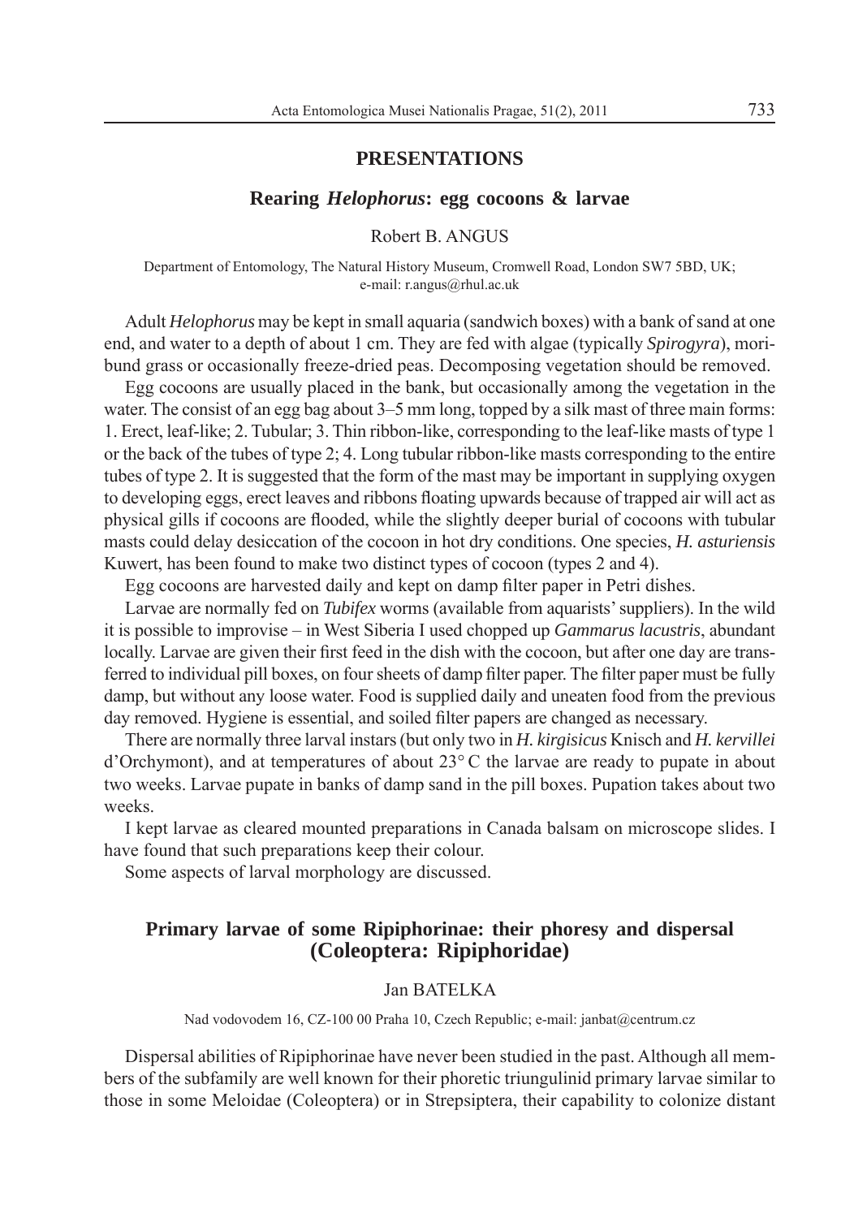## PRESENTATIONS

### Rearing *Helophorus*: egg cocoons & larvae

Robert B. ANGUS

Department of Entomology, The Natural History Museum, Cromwell Road, London SW7 5BD, UK; e-mail: r.angus@rhul.ac.uk

Adult *Helophorus* may be kept in small aquaria (sandwich boxes) with a bank of sand at one end, and water to a depth of about 1 cm. They are fed with algae (typically *Spirogyra*), moribund grass or occasionally freeze-dried peas. Decomposing vegetation should be removed.

Egg cocoons are usually placed in the bank, but occasionally among the vegetation in the water. The consist of an egg bag about 3–5 mm long, topped by a silk mast of three main forms: 1. Erect, leaf-like; 2. Tubular; 3. Thin ribbon-like, corresponding to the leaf-like masts of type 1 or the back of the tubes of type 2; 4. Long tubular ribbon-like masts corresponding to the entire tubes of type 2. It is suggested that the form of the mast may be important in supplying oxygen to developing eggs, erect leaves and ribbons floating upwards because of trapped air will act as physical gills if cocoons are flooded, while the slightly deeper burial of cocoons with tubular masts could delay desiccation of the cocoon in hot dry conditions. One species, *H. asturiensis* Kuwert, has been found to make two distinct types of cocoon (types 2 and 4).

Egg cocoons are harvested daily and kept on damp filter paper in Petri dishes.

Larvae are normally fed on *Tubifex* worms (available from aquarists' suppliers). In the wild it is possible to improvise – in West Siberia I used chopped up *Gammarus lacustris*, abundant locally. Larvae are given their first feed in the dish with the cocoon, but after one day are transferred to individual pill boxes, on four sheets of damp filter paper. The filter paper must be fully damp, but without any loose water. Food is supplied daily and uneaten food from the previous day removed. Hygiene is essential, and soiled filter papers are changed as necessary.

There are normally three larval instars (but only two in *H. kirgisicus* Knisch and *H. kervillei* d'Orchymont), and at temperatures of about 23° C the larvae are ready to pupate in about two weeks. Larvae pupate in banks of damp sand in the pill boxes. Pupation takes about two weeks.

I kept larvae as cleared mounted preparations in Canada balsam on microscope slides. I have found that such preparations keep their colour.

Some aspects of larval morphology are discussed.

### Primary larvae of some Ripiphorinae: their phoresy and dispersal (Coleoptera: Ripiphoridae)

Jan BATELKA

Nad vodovodem 16, CZ-100 00 Praha 10, Czech Republic; e-mail: janbat@centrum.cz

Dispersal abilities of Ripiphorinae have never been studied in the past. Although all members of the subfamily are well known for their phoretic triungulinid primary larvae similar to those in some Meloidae (Coleoptera) or in Strepsiptera, their capability to colonize distant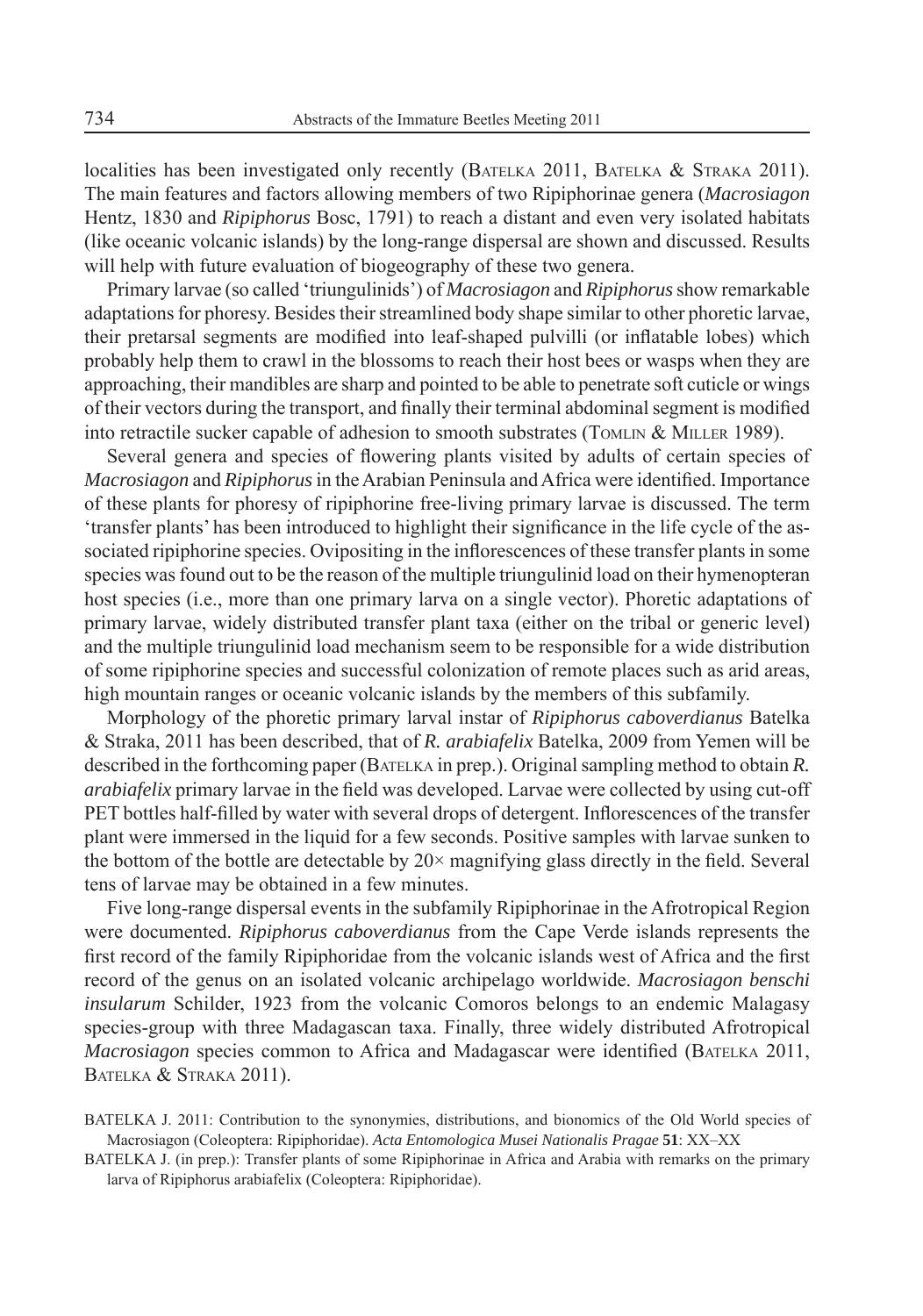localities has been investigated only recently (BATELKA 2011, BATELKA & STRAKA 2011). The main features and factors allowing members of two Ripiphorinae genera (*Macrosiagon* Hentz, 1830 and *Ripiphorus* Bosc, 1791) to reach a distant and even very isolated habitats (like oceanic volcanic islands) by the long-range dispersal are shown and discussed. Results will help with future evaluation of biogeography of these two genera.

Primary larvae (so called 'triungulinids') of *Macrosiagon* and *Ripiphorus* show remarkable adaptations for phoresy. Besides their streamlined body shape similar to other phoretic larvae, their pretarsal segments are modified into leaf-shaped pulvilli (or inflatable lobes) which probably help them to crawl in the blossoms to reach their host bees or wasps when they are approaching, their mandibles are sharp and pointed to be able to penetrate soft cuticle or wings of their vectors during the transport, and finally their terminal abdominal segment is modified into retractile sucker capable of adhesion to smooth substrates (TOMLIN & MILLER 1989).

Several genera and species of flowering plants visited by adults of certain species of *Macrosiagon* and *Ripiphorus* in the Arabian Peninsula and Africa were identified. Importance of these plants for phoresy of ripiphorine free-living primary larvae is discussed. The term 'transfer plants' has been introduced to highlight their significance in the life cycle of the associated ripiphorine species. Ovipositing in the inflorescences of these transfer plants in some species was found out to be the reason of the multiple triungulinid load on their hymenopteran host species (i.e., more than one primary larva on a single vector). Phoretic adaptations of primary larvae, widely distributed transfer plant taxa (either on the tribal or generic level) and the multiple triungulinid load mechanism seem to be responsible for a wide distribution of some ripiphorine species and successful colonization of remote places such as arid areas, high mountain ranges or oceanic volcanic islands by the members of this subfamily.

Morphology of the phoretic primary larval instar of *Ripiphorus caboverdianus* Batelka & Straka, 2011 has been described, that of *R. arabiafelix* Batelka, 2009 from Yemen will be described in the forthcoming paper (BATELKA in prep.). Original sampling method to obtain *R. arabiafelix* primary larvae in the field was developed. Larvae were collected by using cut-off PET bottles half-filled by water with several drops of detergent. Inflorescences of the transfer plant were immersed in the liquid for a few seconds. Positive samples with larvae sunken to the bottom of the bottle are detectable by 20× magnifying glass directly in the field. Several tens of larvae may be obtained in a few minutes.

Five long-range dispersal events in the subfamily Ripiphorinae in the Afrotropical Region were documented. *Ripiphorus caboverdianus* from the Cape Verde islands represents the first record of the family Ripiphoridae from the volcanic islands west of Africa and the first record of the genus on an isolated volcanic archipelago worldwide. *Macrosiagon benschi insularum* Schilder, 1923 from the volcanic Comoros belongs to an endemic Malagasy species-group with three Madagascan taxa. Finally, three widely distributed Afrotropical *Macrosiagon* species common to Africa and Madagascar were identified (BATELKA 2011, BATELKA & STRAKA 2011).

BATELKA J. 2011: Contribution to the synonymies, distributions, and bionomics of the Old World species of Macrosiagon (Coleoptera: Ripiphoridae). *Acta Entomologica Musei Nationalis Pragae* **51**: XX–XX

BATELKA J. (in prep.): Transfer plants of some Ripiphorinae in Africa and Arabia with remarks on the primary larva of Ripiphorus arabiafelix (Coleoptera: Ripiphoridae).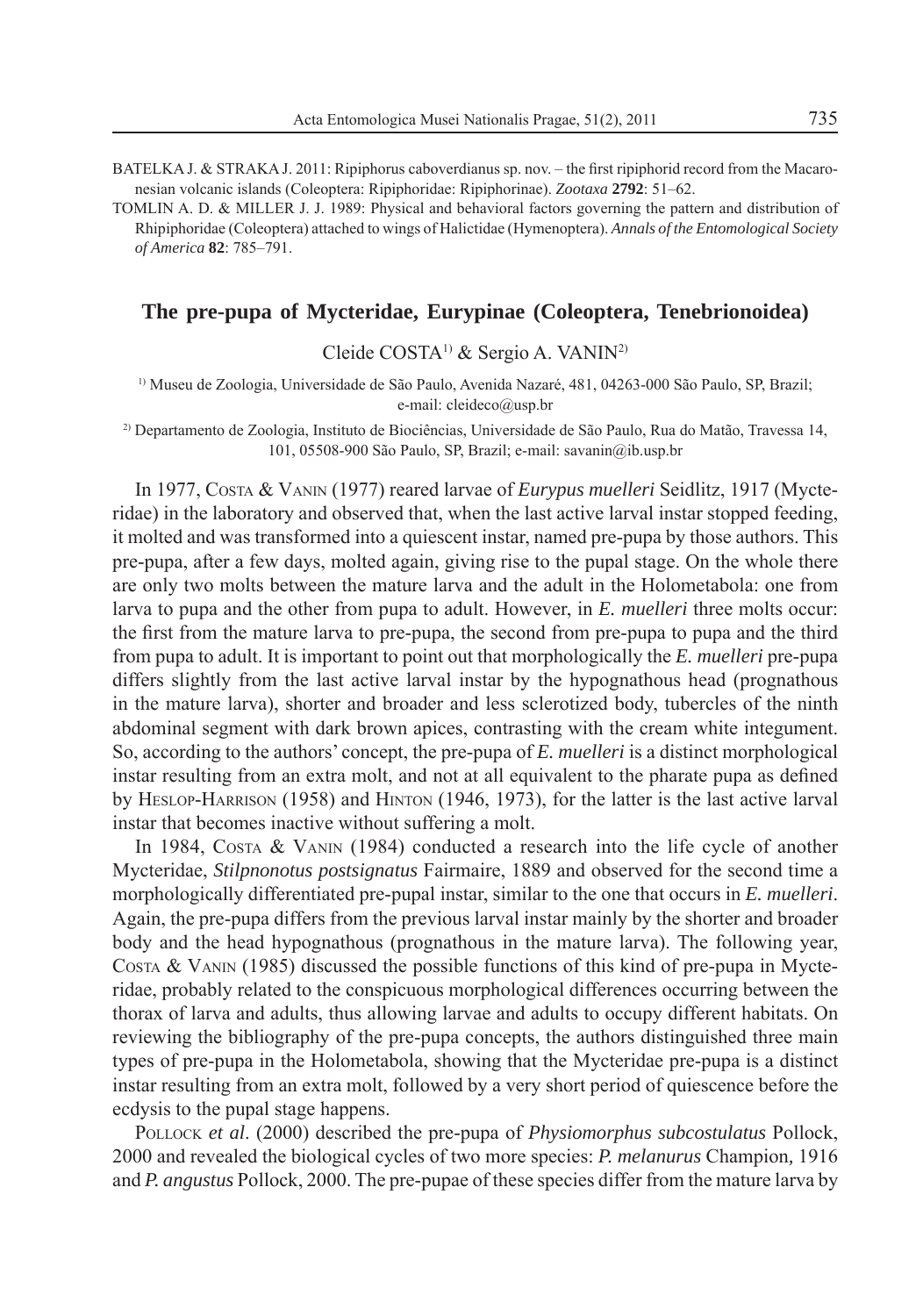BATELKA J. & STRAKA J. 2011: Ripiphorus caboverdianus sp. nov. – the first ripiphorid record from the Macaronesian volcanic islands (Coleoptera: Ripiphoridae: Ripiphorinae). *Zootaxa* **2792**: 51–62.

TOMLIN A. D. & MILLER J. J. 1989: Physical and behavioral factors governing the pattern and distribution of Rhipiphoridae (Coleoptera) attached to wings of Halictidae (Hymenoptera). *Annals of the Entomological Society of America* **82**: 785–791.

## The pre-pupa of Mycteridae, Eurypinae (Coleoptera, Tenebrionoidea)

Cleide COSTA[1] & Sergio A. VANIN[2]

[1] Museu de Zoologia, Universidade de São Paulo, Avenida Nazaré, 481, 04263-000 São Paulo, SP, Brazil; e-mail: cleideco@usp.br

[2] Departamento de Zoologia, Instituto de Biociências, Universidade de São Paulo, Rua do Matão, Travessa 14, 101, 05508-900 São Paulo, SP, Brazil; e-mail: savanin@ib.usp.br

In 1977, COSTA & VANIN (1977) reared larvae of *Eurypus muelleri* Seidlitz, 1917 (Mycteridae) in the laboratory and observed that, when the last active larval instar stopped feeding, it molted and was transformed into a quiescent instar, named pre-pupa by those authors. This pre-pupa, after a few days, molted again, giving rise to the pupal stage. On the whole there are only two molts between the mature larva and the adult in the Holometabola: one from larva to pupa and the other from pupa to adult. However, in *E. muelleri* three molts occur: the first from the mature larva to pre-pupa, the second from pre-pupa to pupa and the third from pupa to adult. It is important to point out that morphologically the *E. muelleri* pre-pupa differs slightly from the last active larval instar by the hypognathous head (prognathous in the mature larva), shorter and broader and less sclerotized body, tubercles of the ninth abdominal segment with dark brown apices, contrasting with the cream white integument. So, according to the authors' concept, the pre-pupa of *E. muelleri* is a distinct morphological instar resulting from an extra molt, and not at all equivalent to the pharate pupa as defined by HESLOP-HARRISON (1958) and HINTON (1946, 1973), for the latter is the last active larval instar that becomes inactive without suffering a molt.

In 1984, COSTA & VANIN (1984) conducted a research into the life cycle of another Mycteridae, *Stilpnonotus postsignatus* Fairmaire, 1889 and observed for the second time a morphologically differentiated pre-pupal instar, similar to the one that occurs in *E. muelleri*. Again, the pre-pupa differs from the previous larval instar mainly by the shorter and broader body and the head hypognathous (prognathous in the mature larva). The following year, COSTA & VANIN (1985) discussed the possible functions of this kind of pre-pupa in Mycteridae, probably related to the conspicuous morphological differences occurring between the thorax of larva and adults, thus allowing larvae and adults to occupy different habitats. On reviewing the bibliography of the pre-pupa concepts, the authors distinguished three main types of pre-pupa in the Holometabola, showing that the Mycteridae pre-pupa is a distinct instar resulting from an extra molt, followed by a very short period of quiescence before the ecdysis to the pupal stage happens.

POLLOCK *et al*. (2000) described the pre-pupa of *Physiomorphus subcostulatus* Pollock, 2000 and revealed the biological cycles of two more species: *P. melanurus* Champion, 1916 and *P. angustus* Pollock, 2000. The pre-pupae of these species differ from the mature larva by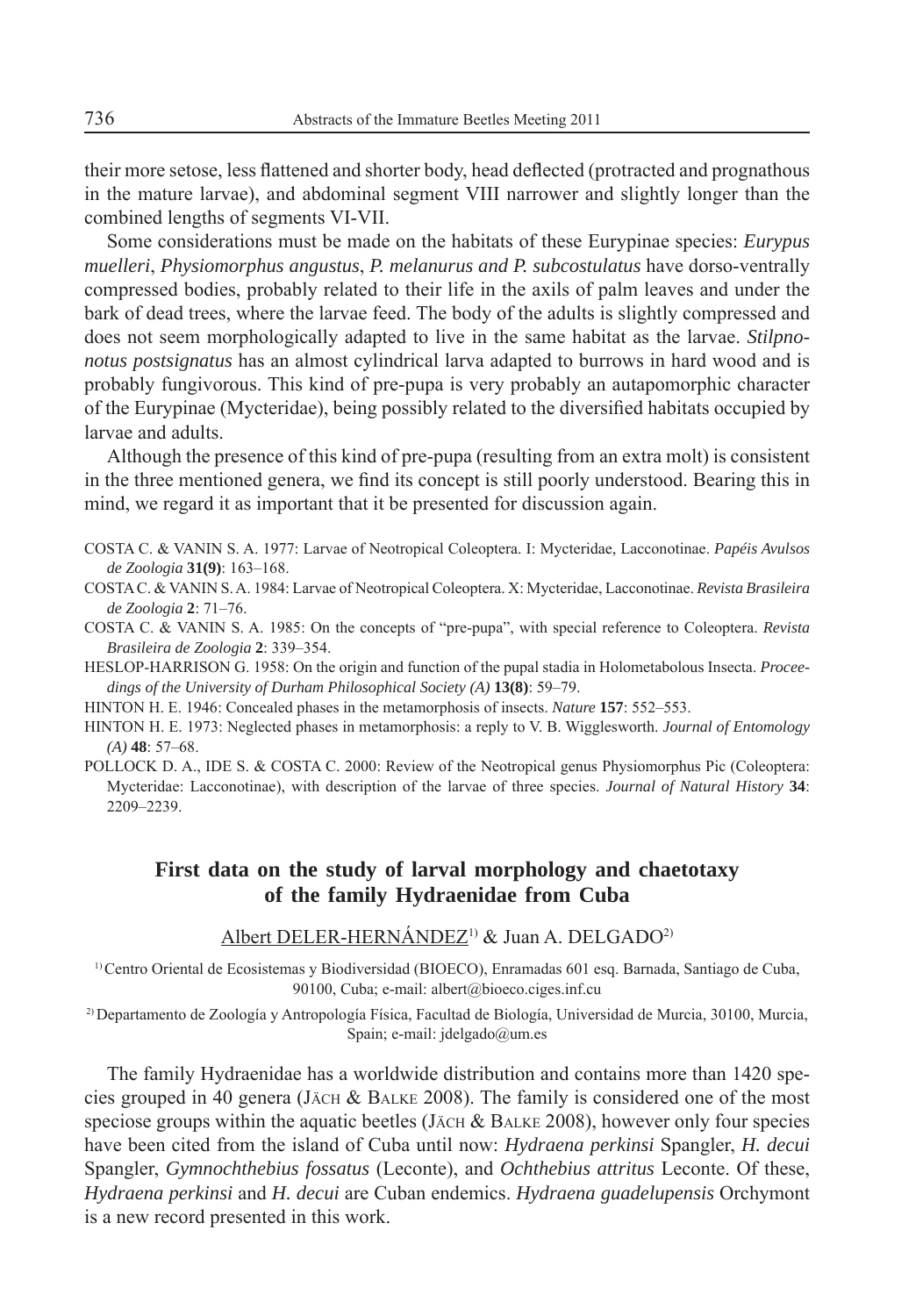their more setose, less flattened and shorter body, head deflected (protracted and prognathous in the mature larvae), and abdominal segment VIII narrower and slightly longer than the combined lengths of segments VI-VII.

Some considerations must be made on the habitats of these Eurypinae species: *Eurypus muelleri*, *Physiomorphus angustus*, *P. melanurus and P. subcostulatus* have dorso-ventrally compressed bodies, probably related to their life in the axils of palm leaves and under the bark of dead trees, where the larvae feed. The body of the adults is slightly compressed and does not seem morphologically adapted to live in the same habitat as the larvae. *Stilpnonotus postsignatus* has an almost cylindrical larva adapted to burrows in hard wood and is probably fungivorous. This kind of pre-pupa is very probably an autapomorphic character of the Eurypinae (Mycteridae), being possibly related to the diversified habitats occupied by larvae and adults.

Although the presence of this kind of pre-pupa (resulting from an extra molt) is consistent in the three mentioned genera, we find its concept is still poorly understood. Bearing this in mind, we regard it as important that it be presented for discussion again.

COSTA C. & VANIN S. A. 1977: Larvae of Neotropical Coleoptera. I: Mycteridae, Lacconotinae. *Papéis Avulsos de Zoologia* **31(9)**: 163–168.

COSTA C. & VANIN S. A. 1984: Larvae of Neotropical Coleoptera. X: Mycteridae, Lacconotinae. *Revista Brasileira de Zoologia* **2**: 71–76.

COSTA C. & VANIN S. A. 1985: On the concepts of "pre-pupa", with special reference to Coleoptera. *Revista Brasileira de Zoologia* **2**: 339–354.

HESLOP-HARRISON G. 1958: On the origin and function of the pupal stadia in Holometabolous Insecta. *Proceedings of the University of Durham Philosophical Society (A)* **13(8)**: 59–79.

HINTON H. E. 1946: Concealed phases in the metamorphosis of insects. *Nature* **157**: 552–553.

HINTON H. E. 1973: Neglected phases in metamorphosis: a reply to V. B. Wigglesworth. *Journal of Entomology (A)* **48**: 57–68.

POLLOCK D. A., IDE S. & COSTA C. 2000: Review of the Neotropical genus Physiomorphus Pic (Coleoptera: Mycteridae: Lacconotinae), with description of the larvae of three species. *Journal of Natural History* **34**: 2209–2239.

## First data on the study of larval morphology and chaetotaxy of the family Hydraenidae from Cuba

Albert DELER-HERNÁNDEZ[1] & Juan A. DELGADO[2]

[1] Centro Oriental de Ecosistemas y Biodiversidad (BIOECO), Enramadas 601 esq. Barnada, Santiago de Cuba, 90100, Cuba; e-mail: albert@bioeco.ciges.inf.cu

[2] Departamento de Zoología y Antropología Física, Facultad de Biología, Universidad de Murcia, 30100, Murcia, Spain; e-mail: jdelgado@um.es

The family Hydraenidae has a worldwide distribution and contains more than 1420 species grouped in 40 genera (JÄCH & BALKE 2008). The family is considered one of the most speciose groups within the aquatic beetles (JÄCH & BALKE 2008), however only four species have been cited from the island of Cuba until now: *Hydraena perkinsi* Spangler, *H. decui* Spangler, *Gymnochthebius fossatus* (Leconte), and *Ochthebius attritus* Leconte. Of these, *Hydraena perkinsi* and *H. decui* are Cuban endemics. *Hydraena guadelupensis* Orchymont is a new record presented in this work.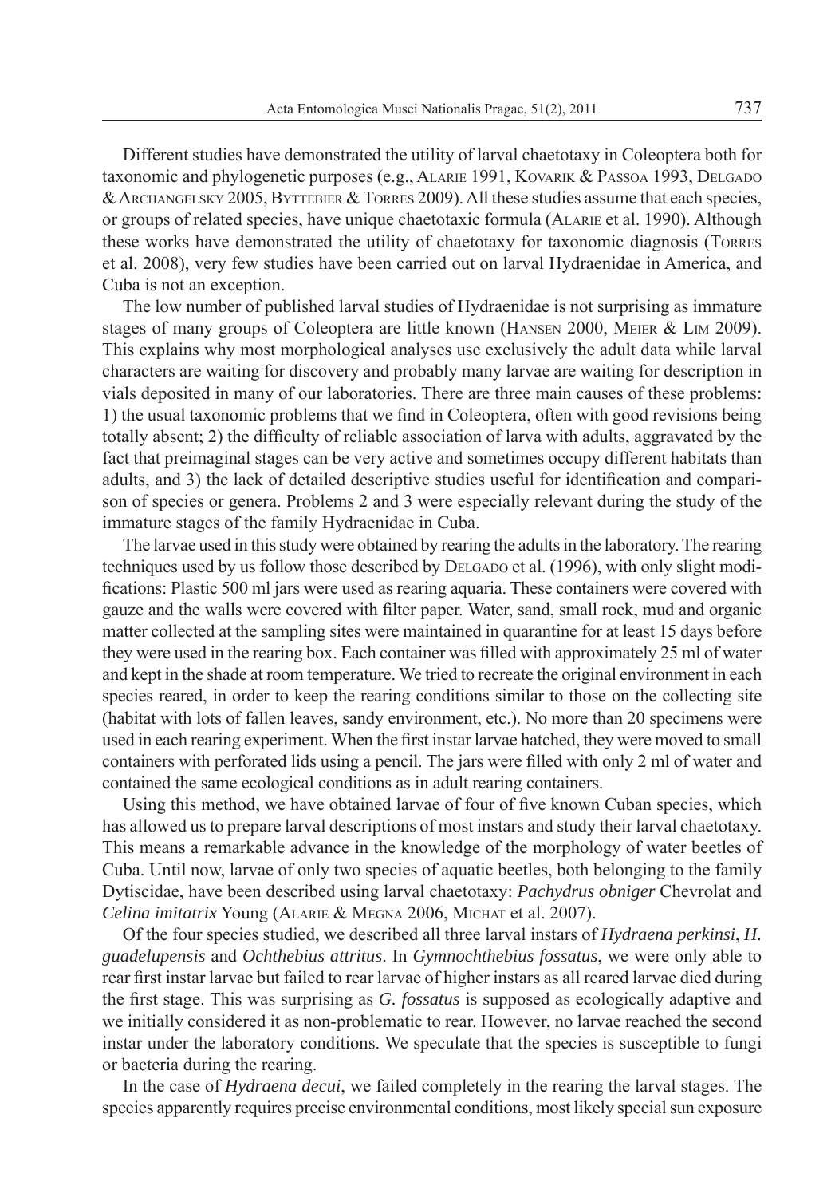Different studies have demonstrated the utility of larval chaetotaxy in Coleoptera both for taxonomic and phylogenetic purposes (e.g., Alarie 1991, Kovarik & Passoa 1993, Delgado & Archangelsky 2005, Byttebier & Torres 2009). All these studies assume that each species, or groups of related species, have unique chaetotaxic formula (Alarie et al. 1990). Although these works have demonstrated the utility of chaetotaxy for taxonomic diagnosis (Torres et al. 2008), very few studies have been carried out on larval Hydraenidae in America, and Cuba is not an exception.

The low number of published larval studies of Hydraenidae is not surprising as immature stages of many groups of Coleoptera are little known (Hansen 2000, Meier & Lim 2009). This explains why most morphological analyses use exclusively the adult data while larval characters are waiting for discovery and probably many larvae are waiting for description in vials deposited in many of our laboratories. There are three main causes of these problems: 1) the usual taxonomic problems that we find in Coleoptera, often with good revisions being totally absent; 2) the difficulty of reliable association of larva with adults, aggravated by the fact that preimaginal stages can be very active and sometimes occupy different habitats than adults, and 3) the lack of detailed descriptive studies useful for identification and comparison of species or genera. Problems 2 and 3 were especially relevant during the study of the immature stages of the family Hydraenidae in Cuba.

The larvae used in this study were obtained by rearing the adults in the laboratory. The rearing techniques used by us follow those described by Delgado et al. (1996), with only slight modifications: Plastic 500 ml jars were used as rearing aquaria. These containers were covered with gauze and the walls were covered with filter paper. Water, sand, small rock, mud and organic matter collected at the sampling sites were maintained in quarantine for at least 15 days before they were used in the rearing box. Each container was filled with approximately 25 ml of water and kept in the shade at room temperature. We tried to recreate the original environment in each species reared, in order to keep the rearing conditions similar to those on the collecting site (habitat with lots of fallen leaves, sandy environment, etc.). No more than 20 specimens were used in each rearing experiment. When the first instar larvae hatched, they were moved to small containers with perforated lids using a pencil. The jars were filled with only 2 ml of water and contained the same ecological conditions as in adult rearing containers.

Using this method, we have obtained larvae of four of five known Cuban species, which has allowed us to prepare larval descriptions of most instars and study their larval chaetotaxy. This means a remarkable advance in the knowledge of the morphology of water beetles of Cuba. Until now, larvae of only two species of aquatic beetles, both belonging to the family Dytiscidae, have been described using larval chaetotaxy: *Pachydrus obniger* Chevrolat and *Celina imitatrix* Young (Alarie & Megna 2006, Michat et al. 2007).

Of the four species studied, we described all three larval instars of *Hydraena perkinsi*, *H. guadelupensis* and *Ochthebius attritus*. In *Gymnochthebius fossatus*, we were only able to rear first instar larvae but failed to rear larvae of higher instars as all reared larvae died during the first stage. This was surprising as *G. fossatus* is supposed as ecologically adaptive and we initially considered it as non-problematic to rear. However, no larvae reached the second instar under the laboratory conditions. We speculate that the species is susceptible to fungi or bacteria during the rearing.

In the case of *Hydraena decui*, we failed completely in the rearing the larval stages. The species apparently requires precise environmental conditions, most likely special sun exposure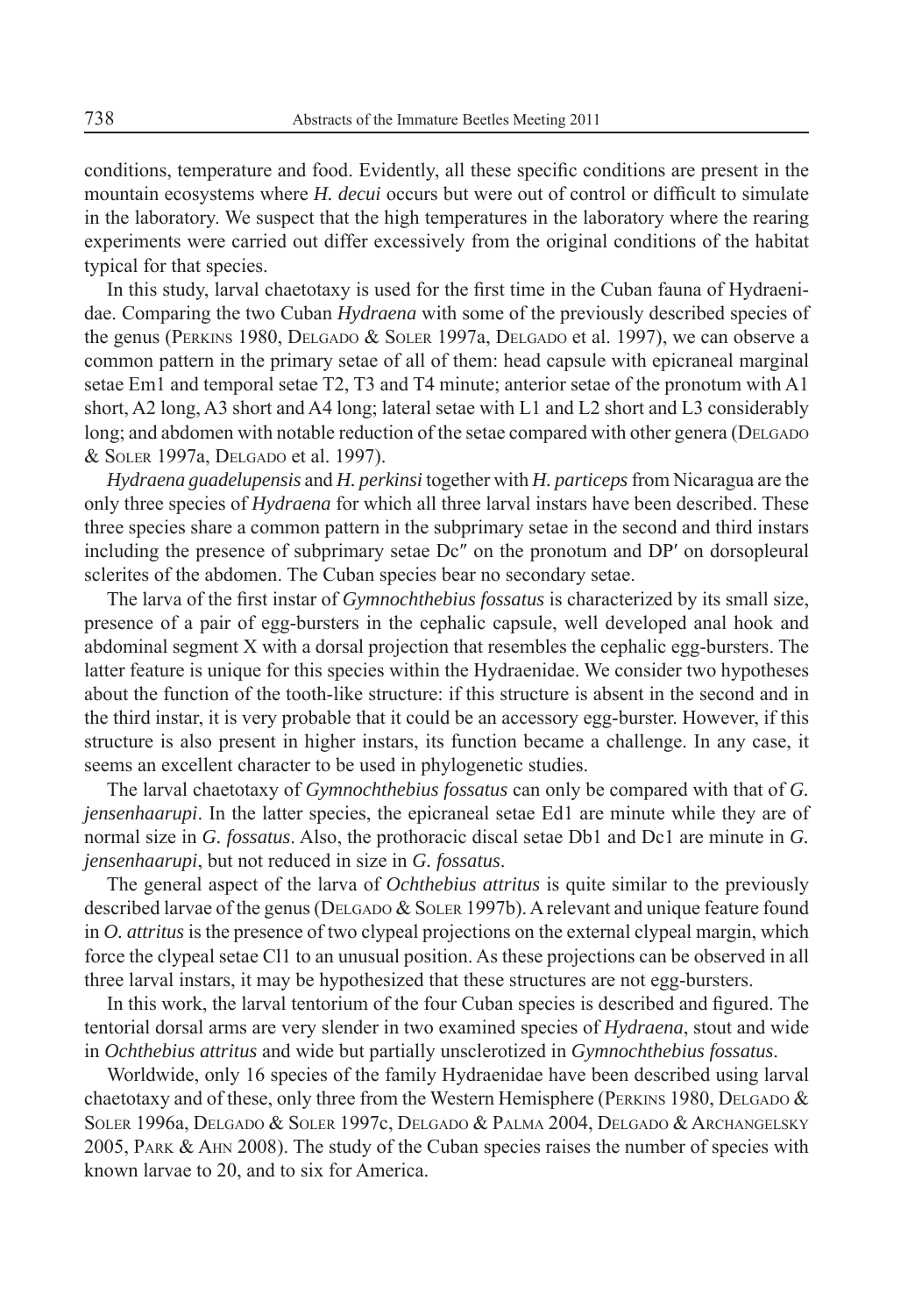conditions, temperature and food. Evidently, all these specific conditions are present in the mountain ecosystems where *H. decui* occurs but were out of control or difficult to simulate in the laboratory. We suspect that the high temperatures in the laboratory where the rearing experiments were carried out differ excessively from the original conditions of the habitat typical for that species.

In this study, larval chaetotaxy is used for the first time in the Cuban fauna of Hydraenidae. Comparing the two Cuban *Hydraena* with some of the previously described species of the genus (Perkins 1980, Delgado & Soler 1997a, Delgado et al. 1997), we can observe a common pattern in the primary setae of all of them: head capsule with epicraneal marginal setae Em1 and temporal setae T2, T3 and T4 minute; anterior setae of the pronotum with A1 short, A2 long, A3 short and A4 long; lateral setae with L1 and L2 short and L3 considerably long; and abdomen with notable reduction of the setae compared with other genera (Delgado & Soler 1997a, Delgado et al. 1997).

*Hydraena guadelupensis* and *H. perkinsi* together with *H. particeps* from Nicaragua are the only three species of *Hydraena* for which all three larval instars have been described. These three species share a common pattern in the subprimary setae in the second and third instars including the presence of subprimary setae Dc″ on the pronotum and DP′ on dorsopleural sclerites of the abdomen. The Cuban species bear no secondary setae.

The larva of the first instar of *Gymnochthebius fossatus* is characterized by its small size, presence of a pair of egg-bursters in the cephalic capsule, well developed anal hook and abdominal segment X with a dorsal projection that resembles the cephalic egg-bursters. The latter feature is unique for this species within the Hydraenidae. We consider two hypotheses about the function of the tooth-like structure: if this structure is absent in the second and in the third instar, it is very probable that it could be an accessory egg-burster. However, if this structure is also present in higher instars, its function became a challenge. In any case, it seems an excellent character to be used in phylogenetic studies.

The larval chaetotaxy of *Gymnochthebius fossatus* can only be compared with that of *G. jensenhaarupi*. In the latter species, the epicraneal setae Ed1 are minute while they are of normal size in *G. fossatus*. Also, the prothoracic discal setae Db1 and Dc1 are minute in *G. jensenhaarupi*, but not reduced in size in *G. fossatus*.

The general aspect of the larva of *Ochthebius attritus* is quite similar to the previously described larvae of the genus (Delgado & Soler 1997b). A relevant and unique feature found in *O. attritus* is the presence of two clypeal projections on the external clypeal margin, which force the clypeal setae Cl1 to an unusual position. As these projections can be observed in all three larval instars, it may be hypothesized that these structures are not egg-bursters.

In this work, the larval tentorium of the four Cuban species is described and figured. The tentorial dorsal arms are very slender in two examined species of *Hydraena*, stout and wide in *Ochthebius attritus* and wide but partially unsclerotized in *Gymnochthebius fossatus*.

Worldwide, only 16 species of the family Hydraenidae have been described using larval chaetotaxy and of these, only three from the Western Hemisphere (Perkins 1980, Delgado & Soler 1996a, Delgado & Soler 1997c, Delgado & Palma 2004, Delgado & Archangelsky 2005, Park & Ahn 2008). The study of the Cuban species raises the number of species with known larvae to 20, and to six for America.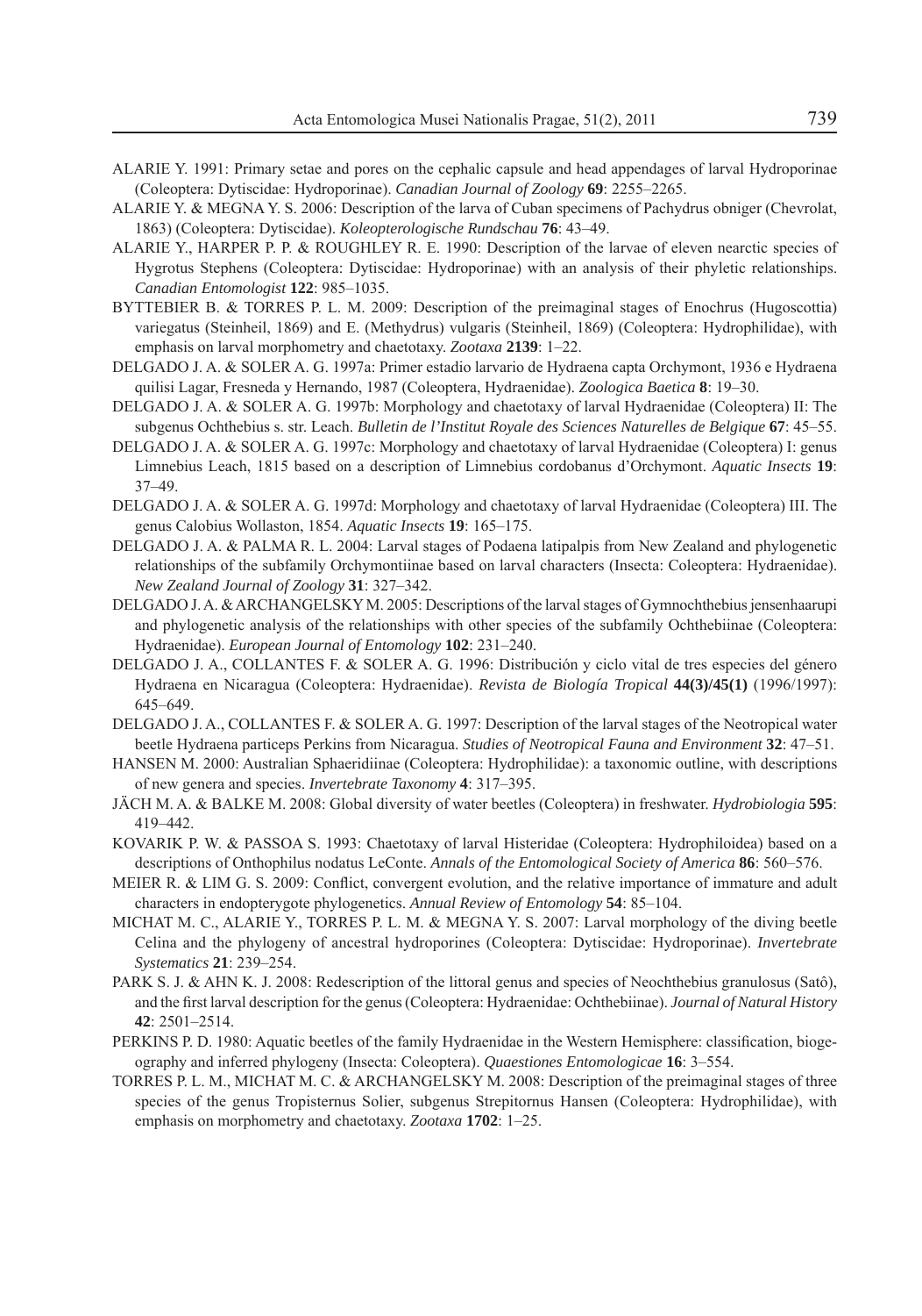ALARIE Y. 1991: Primary setae and pores on the cephalic capsule and head appendages of larval Hydroporinae (Coleoptera: Dytiscidae: Hydroporinae). *Canadian Journal of Zoology* **69**: 2255–2265.

ALARIE Y. & MEGNA Y. S. 2006: Description of the larva of Cuban specimens of Pachydrus obniger (Chevrolat, 1863) (Coleoptera: Dytiscidae). *Koleopterologische Rundschau* **76**: 43–49.

ALARIE Y., HARPER P. P. & ROUGHLEY R. E. 1990: Description of the larvae of eleven nearctic species of Hygrotus Stephens (Coleoptera: Dytiscidae: Hydroporinae) with an analysis of their phyletic relationships. *Canadian Entomologist* **122**: 985–1035.

BYTTEBIER B. & TORRES P. L. M. 2009: Description of the preimaginal stages of Enochrus (Hugoscottia) variegatus (Steinheil, 1869) and E. (Methydrus) vulgaris (Steinheil, 1869) (Coleoptera: Hydrophilidae), with emphasis on larval morphometry and chaetotaxy. *Zootaxa* **2139**: 1–22.

DELGADO J. A. & SOLER A. G. 1997a: Primer estadio larvario de Hydraena capta Orchymont, 1936 e Hydraena quilisi Lagar, Fresneda y Hernando, 1987 (Coleoptera, Hydraenidae). *Zoologica Baetica* **8**: 19–30.

DELGADO J. A. & SOLER A. G. 1997b: Morphology and chaetotaxy of larval Hydraenidae (Coleoptera) II: The subgenus Ochthebius s. str. Leach. *Bulletin de l'Institut Royale des Sciences Naturelles de Belgique* **67**: 45–55.

DELGADO J. A. & SOLER A. G. 1997c: Morphology and chaetotaxy of larval Hydraenidae (Coleoptera) I: genus Limnebius Leach, 1815 based on a description of Limnebius cordobanus d'Orchymont. *Aquatic Insects* **19**: 37–49.

DELGADO J. A. & SOLER A. G. 1997d: Morphology and chaetotaxy of larval Hydraenidae (Coleoptera) III. The genus Calobius Wollaston, 1854. *Aquatic Insects* **19**: 165–175.

DELGADO J. A. & PALMA R. L. 2004: Larval stages of Podaena latipalpis from New Zealand and phylogenetic relationships of the subfamily Orchymontiinae based on larval characters (Insecta: Coleoptera: Hydraenidae). *New Zealand Journal of Zoology* **31**: 327–342.

DELGADO J. A. & ARCHANGELSKY M. 2005: Descriptions of the larval stages of Gymnochthebius jensenhaarupi and phylogenetic analysis of the relationships with other species of the subfamily Ochthebiinae (Coleoptera: Hydraenidae). *European Journal of Entomology* **102**: 231–240.

DELGADO J. A., COLLANTES F. & SOLER A. G. 1996: Distribución y ciclo vital de tres especies del género Hydraena en Nicaragua (Coleoptera: Hydraenidae). *Revista de Biología Tropical* **44(3)/45(1)** (1996/1997): 645–649.

DELGADO J. A., COLLANTES F. & SOLER A. G. 1997: Description of the larval stages of the Neotropical water beetle Hydraena particeps Perkins from Nicaragua. *Studies of Neotropical Fauna and Environment* **32**: 47–51.

HANSEN M. 2000: Australian Sphaeridiinae (Coleoptera: Hydrophilidae): a taxonomic outline, with descriptions of new genera and species. *Invertebrate Taxonomy* **4**: 317–395.

JÄCH M. A. & BALKE M. 2008: Global diversity of water beetles (Coleoptera) in freshwater. *Hydrobiologia* **595**: 419–442.

KOVARIK P. W. & PASSOA S. 1993: Chaetotaxy of larval Histeridae (Coleoptera: Hydrophiloidea) based on a descriptions of Onthophilus nodatus LeConte. *Annals of the Entomological Society of America* **86**: 560–576.

MEIER R. & LIM G. S. 2009: Conflict, convergent evolution, and the relative importance of immature and adult characters in endopterygote phylogenetics. *Annual Review of Entomology* **54**: 85–104.

MICHAT M. C., ALARIE Y., TORRES P. L. M. & MEGNA Y. S. 2007: Larval morphology of the diving beetle Celina and the phylogeny of ancestral hydroporines (Coleoptera: Dytiscidae: Hydroporinae). *Invertebrate Systematics* **21**: 239–254.

PARK S. J. & AHN K. J. 2008: Redescription of the littoral genus and species of Neochthebius granulosus (Satô), and the first larval description for the genus (Coleoptera: Hydraenidae: Ochthebiinae). *Journal of Natural History* **42**: 2501–2514.

PERKINS P. D. 1980: Aquatic beetles of the family Hydraenidae in the Western Hemisphere: classification, biogeography and inferred phylogeny (Insecta: Coleoptera). *Quaestiones Entomologicae* **16**: 3–554.

TORRES P. L. M., MICHAT M. C. & ARCHANGELSKY M. 2008: Description of the preimaginal stages of three species of the genus Tropisternus Solier, subgenus Strepitornus Hansen (Coleoptera: Hydrophilidae), with emphasis on morphometry and chaetotaxy. *Zootaxa* **1702**: 1–25.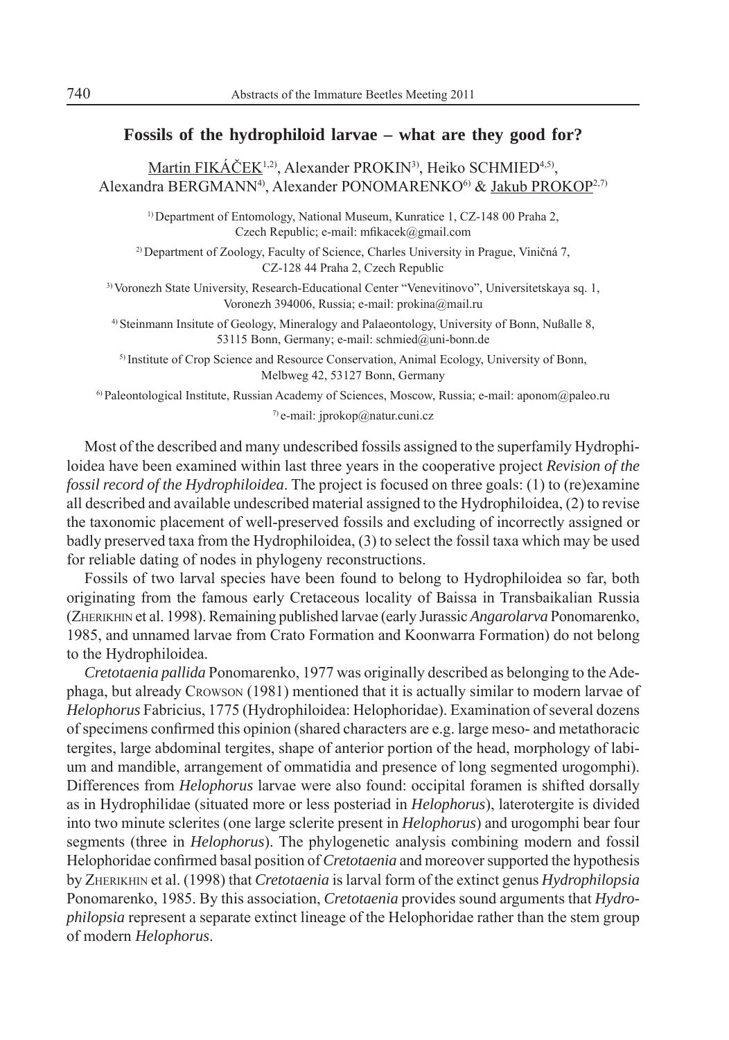## Fossils of the hydrophiloid larvae – what are they good for?

Martin FIKÁČEK[1,2], Alexander PROKIN[3], Heiko SCHMIED[4,5], Alexandra BERGMANN[4], Alexander PONOMARENKO[6] & Jakub PROKOP[2,7]

[1] Department of Entomology, National Museum, Kunratice 1, CZ-148 00 Praha 2, Czech Republic; e-mail: mfikacek@gmail.com

[2] Department of Zoology, Faculty of Science, Charles University in Prague, Viničná 7, CZ-128 44 Praha 2, Czech Republic

[3] Voronezh State University, Research-Educational Center "Venevitinovo", Universitetskaya sq. 1, Voronezh 394006, Russia; e-mail: prokina@mail.ru

[4] Steinmann Insitute of Geology, Mineralogy and Palaeontology, University of Bonn, Nußalle 8, 53115 Bonn, Germany; e-mail: schmied@uni-bonn.de

[5] Institute of Crop Science and Resource Conservation, Animal Ecology, University of Bonn, Melbweg 42, 53127 Bonn, Germany

[6] Paleontological Institute, Russian Academy of Sciences, Moscow, Russia; e-mail: aponom@paleo.ru

[7] e-mail: jprokop@natur.cuni.cz

Most of the described and many undescribed fossils assigned to the superfamily Hydrophiloidea have been examined within last three years in the cooperative project *Revision of the fossil record of the Hydrophiloidea*. The project is focused on three goals: (1) to (re)examine all described and available undescribed material assigned to the Hydrophiloidea, (2) to revise the taxonomic placement of well-preserved fossils and excluding of incorrectly assigned or badly preserved taxa from the Hydrophiloidea, (3) to select the fossil taxa which may be used for reliable dating of nodes in phylogeny reconstructions.

Fossils of two larval species have been found to belong to Hydrophiloidea so far, both originating from the famous early Cretaceous locality of Baissa in Transbaikalian Russia (Zherikhin et al. 1998). Remaining published larvae (early Jurassic *Angarolarva* Ponomarenko, 1985, and unnamed larvae from Crato Formation and Koonwarra Formation) do not belong to the Hydrophiloidea.

*Cretotaenia pallida* Ponomarenko, 1977 was originally described as belonging to the Adephaga, but already Crowson (1981) mentioned that it is actually similar to modern larvae of *Helophorus* Fabricius, 1775 (Hydrophiloidea: Helophoridae). Examination of several dozens of specimens confirmed this opinion (shared characters are e.g. large meso- and metathoracic tergites, large abdominal tergites, shape of anterior portion of the head, morphology of labium and mandible, arrangement of ommatidia and presence of long segmented urogomphi). Differences from *Helophorus* larvae were also found: occipital foramen is shifted dorsally as in Hydrophilidae (situated more or less posteriad in *Helophorus*), laterotergite is divided into two minute sclerites (one large sclerite present in *Helophorus*) and urogomphi bear four segments (three in *Helophorus*). The phylogenetic analysis combining modern and fossil Helophoridae confirmed basal position of *Cretotaenia* and moreover supported the hypothesis by Zherikhin et al. (1998) that *Cretotaenia* is larval form of the extinct genus *Hydrophilopsia* Ponomarenko, 1985. By this association, *Cretotaenia* provides sound arguments that *Hydrophilopsia* represent a separate extinct lineage of the Helophoridae rather than the stem group of modern *Helophorus*.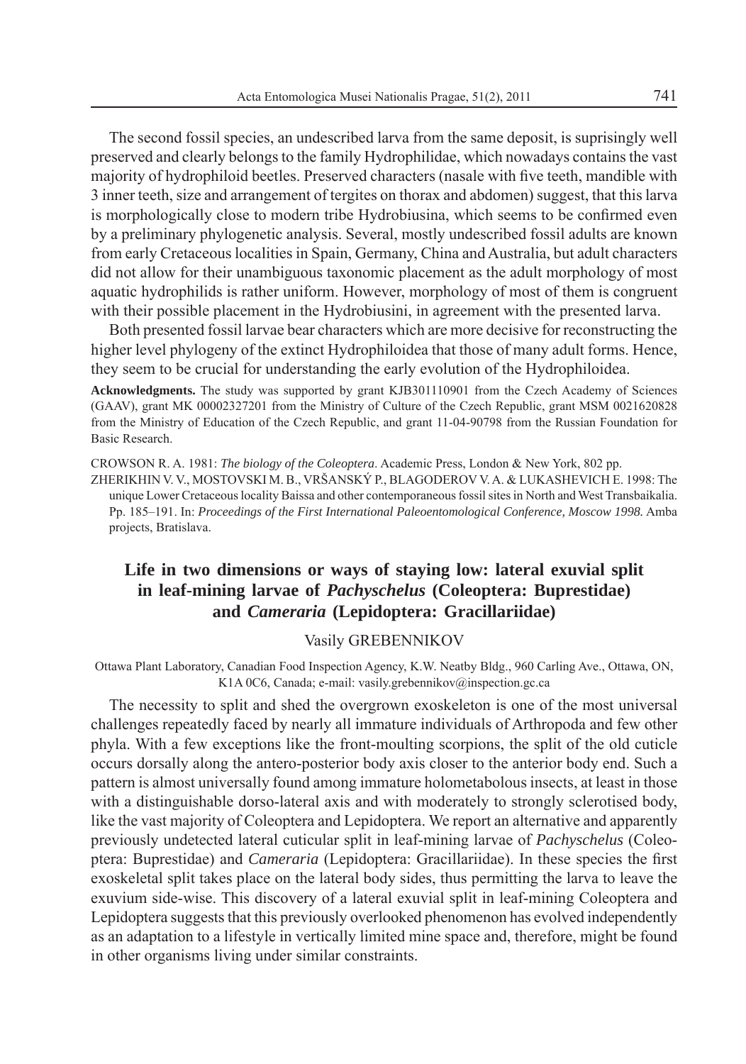The second fossil species, an undescribed larva from the same deposit, is suprisingly well preserved and clearly belongs to the family Hydrophilidae, which nowadays contains the vast majority of hydrophiloid beetles. Preserved characters (nasale with five teeth, mandible with 3 inner teeth, size and arrangement of tergites on thorax and abdomen) suggest, that this larva is morphologically close to modern tribe Hydrobiusina, which seems to be confirmed even by a preliminary phylogenetic analysis. Several, mostly undescribed fossil adults are known from early Cretaceous localities in Spain, Germany, China and Australia, but adult characters did not allow for their unambiguous taxonomic placement as the adult morphology of most aquatic hydrophilids is rather uniform. However, morphology of most of them is congruent with their possible placement in the Hydrobiusini, in agreement with the presented larva.

Both presented fossil larvae bear characters which are more decisive for reconstructing the higher level phylogeny of the extinct Hydrophiloidea that those of many adult forms. Hence, they seem to be crucial for understanding the early evolution of the Hydrophiloidea.

**Acknowledgments.** The study was supported by grant KJB301110901 from the Czech Academy of Sciences (GAAV), grant MK 00002327201 from the Ministry of Culture of the Czech Republic, grant MSM 0021620828 from the Ministry of Education of the Czech Republic, and grant 11-04-90798 from the Russian Foundation for Basic Research.

CROWSON R. A. 1981: *The biology of the Coleoptera*. Academic Press, London & New York, 802 pp.

ZHERIKHIN V. V., MOSTOVSKI M. B., VRŠANSKÝ P., BLAGODEROV V. A. & LUKASHEVICH E. 1998: The unique Lower Cretaceous locality Baissa and other contemporaneous fossil sites in North and West Transbaikalia. Pp. 185–191. In: *Proceedings of the First International Paleoentomological Conference, Moscow 1998.* Amba projects, Bratislava.

## Life in two dimensions or ways of staying low: lateral exuvial split in leaf-mining larvae of *Pachyschelus* (Coleoptera: Buprestidae) and *Cameraria* (Lepidoptera: Gracillariidae)

Vasily GREBENNIKOV

Ottawa Plant Laboratory, Canadian Food Inspection Agency, K.W. Neatby Bldg., 960 Carling Ave., Ottawa, ON, K1A 0C6, Canada; e-mail: vasily.grebennikov@inspection.gc.ca

The necessity to split and shed the overgrown exoskeleton is one of the most universal challenges repeatedly faced by nearly all immature individuals of Arthropoda and few other phyla. With a few exceptions like the front-moulting scorpions, the split of the old cuticle occurs dorsally along the antero-posterior body axis closer to the anterior body end. Such a pattern is almost universally found among immature holometabolous insects, at least in those with a distinguishable dorso-lateral axis and with moderately to strongly sclerotised body, like the vast majority of Coleoptera and Lepidoptera. We report an alternative and apparently previously undetected lateral cuticular split in leaf-mining larvae of *Pachyschelus* (Coleoptera: Buprestidae) and *Cameraria* (Lepidoptera: Gracillariidae). In these species the first exoskeletal split takes place on the lateral body sides, thus permitting the larva to leave the exuvium side-wise. This discovery of a lateral exuvial split in leaf-mining Coleoptera and Lepidoptera suggests that this previously overlooked phenomenon has evolved independently as an adaptation to a lifestyle in vertically limited mine space and, therefore, might be found in other organisms living under similar constraints.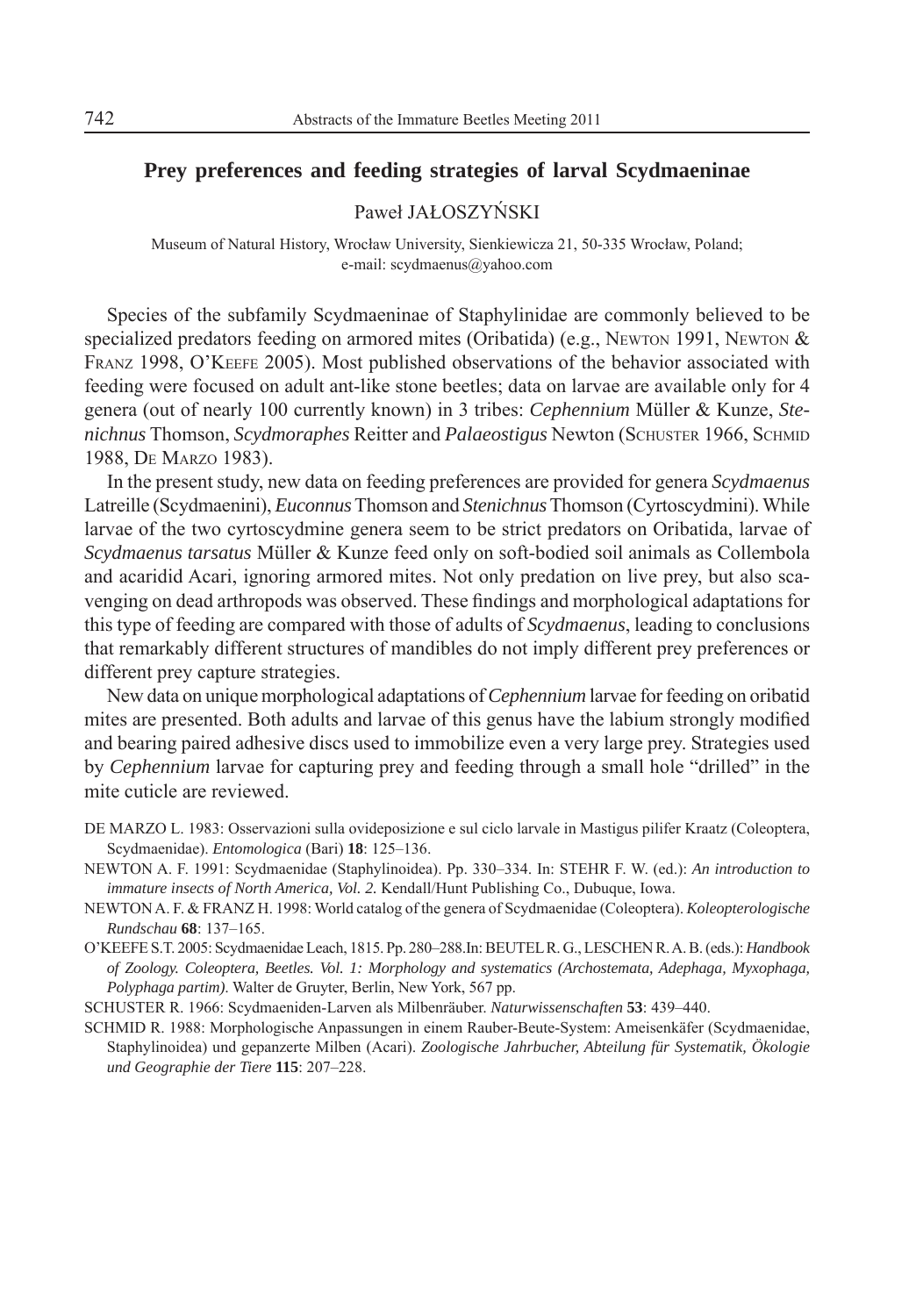## Prey preferences and feeding strategies of larval Scydmaeninae

Paweł JAŁOSZYŃSKI

Museum of Natural History, Wrocław University, Sienkiewicza 21, 50-335 Wrocław, Poland; e-mail: scydmaenus@yahoo.com

Species of the subfamily Scydmaeninae of Staphylinidae are commonly believed to be specialized predators feeding on armored mites (Oribatida) (e.g., NEWTON 1991, NEWTON & FRANZ 1998, O'KEEFE 2005). Most published observations of the behavior associated with feeding were focused on adult ant-like stone beetles; data on larvae are available only for 4 genera (out of nearly 100 currently known) in 3 tribes: *Cephennium* Müller & Kunze, *Stenichnus* Thomson, *Scydmoraphes* Reitter and *Palaeostigus* Newton (SCHUSTER 1966, SCHMID 1988, DE MARZO 1983).

In the present study, new data on feeding preferences are provided for genera *Scydmaenus* Latreille (Scydmaenini), *Euconnus* Thomson and *Stenichnus* Thomson (Cyrtoscydmini). While larvae of the two cyrtoscydmine genera seem to be strict predators on Oribatida, larvae of *Scydmaenus tarsatus* Müller & Kunze feed only on soft-bodied soil animals as Collembola and acaridid Acari, ignoring armored mites. Not only predation on live prey, but also scavenging on dead arthropods was observed. These findings and morphological adaptations for this type of feeding are compared with those of adults of *Scydmaenus*, leading to conclusions that remarkably different structures of mandibles do not imply different prey preferences or different prey capture strategies.

New data on unique morphological adaptations of *Cephennium* larvae for feeding on oribatid mites are presented. Both adults and larvae of this genus have the labium strongly modified and bearing paired adhesive discs used to immobilize even a very large prey. Strategies used by *Cephennium* larvae for capturing prey and feeding through a small hole "drilled" in the mite cuticle are reviewed.

DE MARZO L. 1983: Osservazioni sulla ovideposizione e sul ciclo larvale in Mastigus pilifer Kraatz (Coleoptera, Scydmaenidae). *Entomologica* (Bari) **18**: 125–136.

NEWTON A. F. 1991: Scydmaenidae (Staphylinoidea). Pp. 330–334. In: STEHR F. W. (ed.): *An introduction to immature insects of North America, Vol. 2.* Kendall/Hunt Publishing Co., Dubuque, Iowa.

NEWTON A. F. & FRANZ H. 1998: World catalog of the genera of Scydmaenidae (Coleoptera). *Koleopterologische Rundschau* **68**: 137–165.

O'KEEFE S.T. 2005: Scydmaenidae Leach, 1815. Pp. 280–288. In: BEUTEL R. G., LESCHEN R. A. B. (eds.): *Handbook of Zoology. Coleoptera, Beetles. Vol. 1: Morphology and systematics (Archostemata, Adephaga, Myxophaga, Polyphaga partim).* Walter de Gruyter, Berlin, New York, 567 pp.

SCHUSTER R. 1966: Scydmaeniden-Larven als Milbenräuber. *Naturwissenschaften* **53**: 439–440.

SCHMID R. 1988: Morphologische Anpassungen in einem Rauber-Beute-System: Ameisenkäfer (Scydmaenidae, Staphylinoidea) und gepanzerte Milben (Acari). *Zoologische Jahrbucher, Abteilung für Systematik, Ökologie und Geographie der Tiere* **115**: 207–228.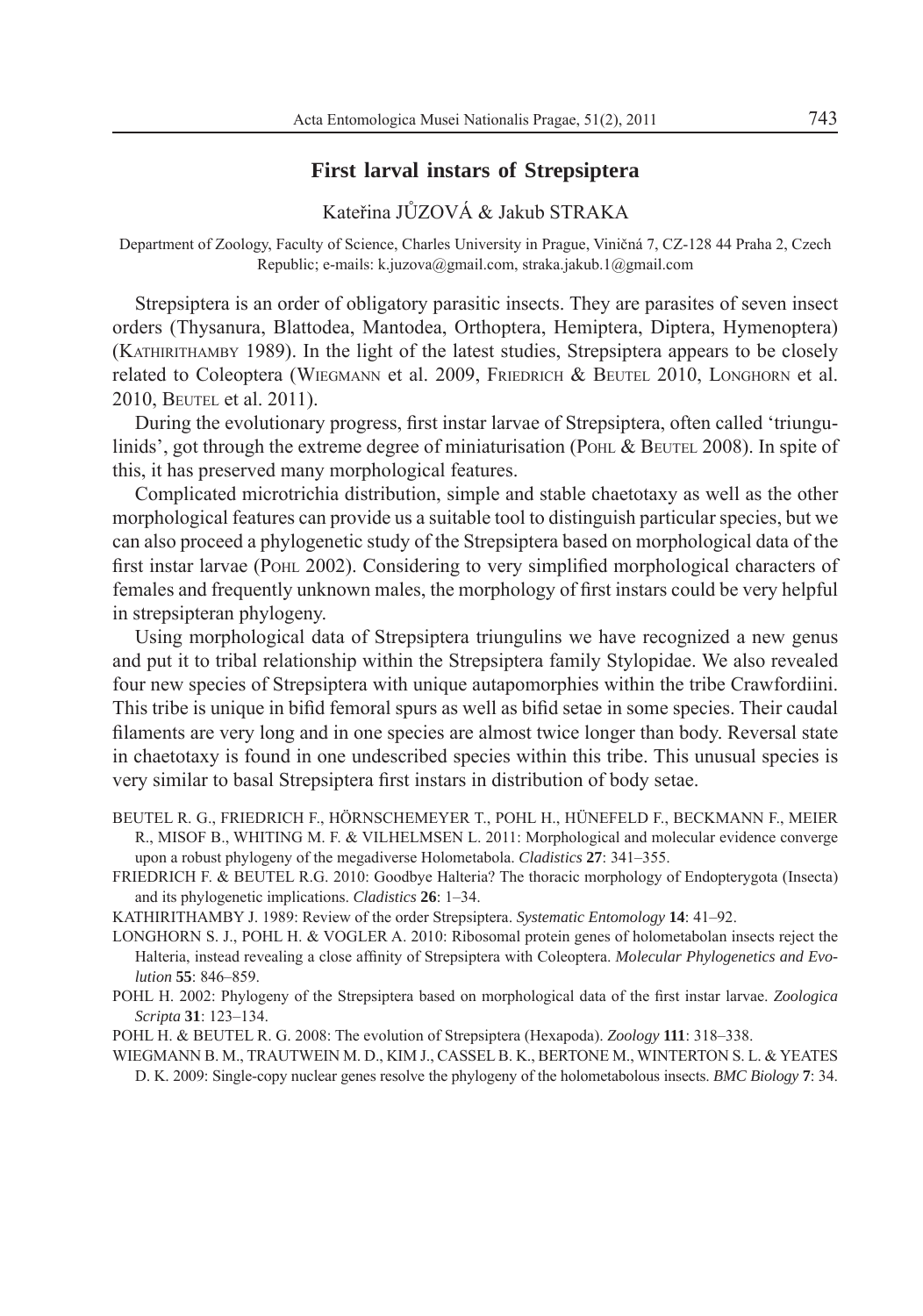## First larval instars of Strepsiptera

Kateřina JŮZOVÁ & Jakub STRAKA

Department of Zoology, Faculty of Science, Charles University in Prague, Viničná 7, CZ-128 44 Praha 2, Czech Republic; e-mails: k.juzova@gmail.com, straka.jakub.1@gmail.com

Strepsiptera is an order of obligatory parasitic insects. They are parasites of seven insect orders (Thysanura, Blattodea, Mantodea, Orthoptera, Hemiptera, Diptera, Hymenoptera) (Kathirithamby 1989). In the light of the latest studies, Strepsiptera appears to be closely related to Coleoptera (Wiegmann et al. 2009, Friedrich & Beutel 2010, Longhorn et al. 2010, Beutel et al. 2011).

During the evolutionary progress, first instar larvae of Strepsiptera, often called 'triungulinids', got through the extreme degree of miniaturisation (Pohl & Beutel 2008). In spite of this, it has preserved many morphological features.

Complicated microtrichia distribution, simple and stable chaetotaxy as well as the other morphological features can provide us a suitable tool to distinguish particular species, but we can also proceed a phylogenetic study of the Strepsiptera based on morphological data of the first instar larvae (Pohl 2002). Considering to very simplified morphological characters of females and frequently unknown males, the morphology of first instars could be very helpful in strepsipteran phylogeny.

Using morphological data of Strepsiptera triungulins we have recognized a new genus and put it to tribal relationship within the Strepsiptera family Stylopidae. We also revealed four new species of Strepsiptera with unique autapomorphies within the tribe Crawfordiini. This tribe is unique in bifid femoral spurs as well as bifid setae in some species. Their caudal filaments are very long and in one species are almost twice longer than body. Reversal state in chaetotaxy is found in one undescribed species within this tribe. This unusual species is very similar to basal Strepsiptera first instars in distribution of body setae.

BEUTEL R. G., FRIEDRICH F., HÖRNSCHEMEYER T., POHL H., HÜNEFELD F., BECKMANN F., MEIER R., MISOF B., WHITING M. F. & VILHELMSEN L. 2011: Morphological and molecular evidence converge upon a robust phylogeny of the megadiverse Holometabola. *Cladistics* **27**: 341–355.

FRIEDRICH F. & BEUTEL R.G. 2010: Goodbye Halteria? The thoracic morphology of Endopterygota (Insecta) and its phylogenetic implications. *Cladistics* **26**: 1–34.

KATHIRITHAMBY J. 1989: Review of the order Strepsiptera. *Systematic Entomology* **14**: 41–92.

LONGHORN S. J., POHL H. & VOGLER A. 2010: Ribosomal protein genes of holometabolan insects reject the Halteria, instead revealing a close affinity of Strepsiptera with Coleoptera. *Molecular Phylogenetics and Evolution* **55**: 846–859.

POHL H. 2002: Phylogeny of the Strepsiptera based on morphological data of the first instar larvae. *Zoologica Scripta* **31**: 123–134.

POHL H. & BEUTEL R. G. 2008: The evolution of Strepsiptera (Hexapoda). *Zoology* **111**: 318–338.

WIEGMANN B. M., TRAUTWEIN M. D., KIM J., CASSEL B. K., BERTONE M., WINTERTON S. L. & YEATES D. K. 2009: Single-copy nuclear genes resolve the phylogeny of the holometabolous insects. *BMC Biology* **7**: 34.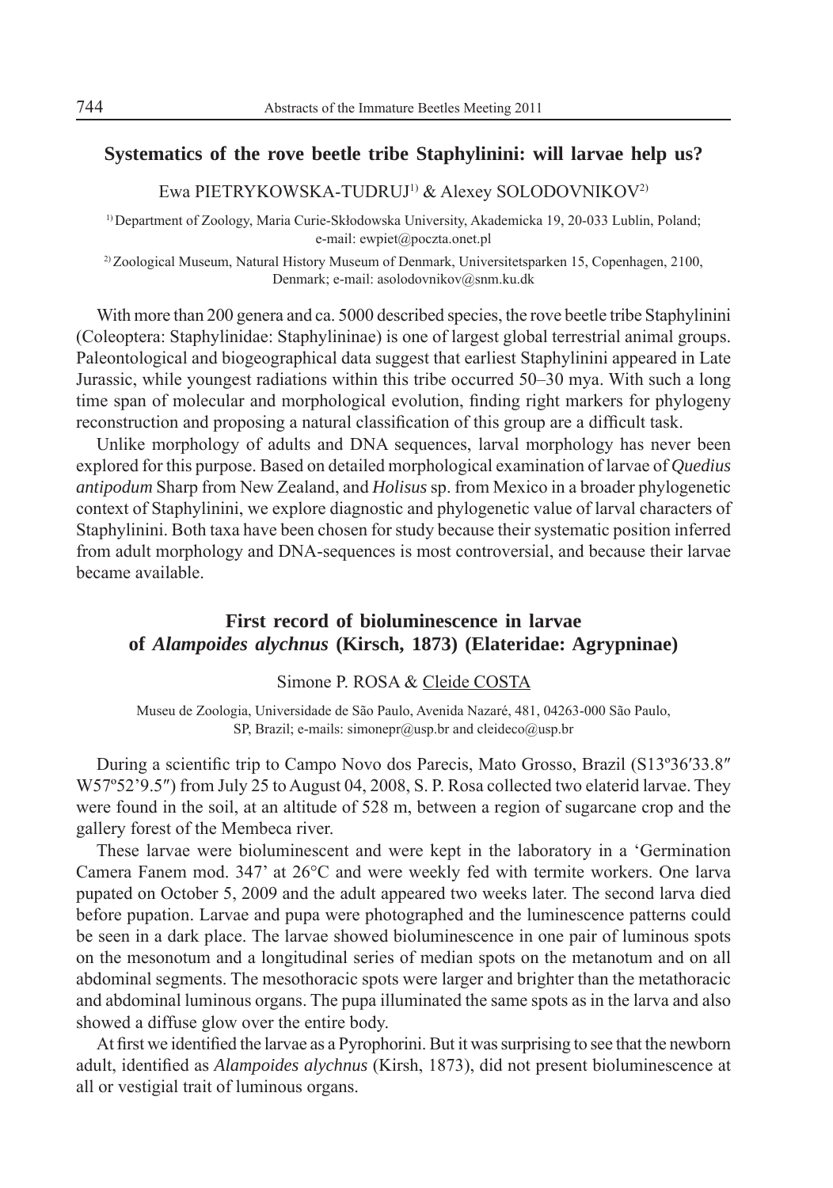## Systematics of the rove beetle tribe Staphylinini: will larvae help us?

Ewa PIETRYKOWSKA-TUDRUJ[1)] & Alexey SOLODOVNIKOV[2)]

[1)] Department of Zoology, Maria Curie-Skłodowska University, Akademicka 19, 20-033 Lublin, Poland; e-mail: ewpiet@poczta.onet.pl

[2)] Zoological Museum, Natural History Museum of Denmark, Universitetsparken 15, Copenhagen, 2100, Denmark; e-mail: asolodovnikov@snm.ku.dk

With more than 200 genera and ca. 5000 described species, the rove beetle tribe Staphylinini (Coleoptera: Staphylinidae: Staphylininae) is one of largest global terrestrial animal groups. Paleontological and biogeographical data suggest that earliest Staphylinini appeared in Late Jurassic, while youngest radiations within this tribe occurred 50–30 mya. With such a long time span of molecular and morphological evolution, finding right markers for phylogeny reconstruction and proposing a natural classification of this group are a difficult task.

Unlike morphology of adults and DNA sequences, larval morphology has never been explored for this purpose. Based on detailed morphological examination of larvae of *Quedius antipodum* Sharp from New Zealand, and *Holisus* sp. from Mexico in a broader phylogenetic context of Staphylinini, we explore diagnostic and phylogenetic value of larval characters of Staphylinini. Both taxa have been chosen for study because their systematic position inferred from adult morphology and DNA-sequences is most controversial, and because their larvae became available.

## First record of bioluminescence in larvae of *Alampoides alychnus* (Kirsch, 1873) (Elateridae: Agrypninae)

Simone P. ROSA & Cleide COSTA

Museu de Zoologia, Universidade de São Paulo, Avenida Nazaré, 481, 04263-000 São Paulo, SP, Brazil; e-mails: simonepr@usp.br and cleideco@usp.br

During a scientific trip to Campo Novo dos Parecis, Mato Grosso, Brazil (S13º36′33.8″ W57º52’9.5″) from July 25 to August 04, 2008, S. P. Rosa collected two elaterid larvae. They were found in the soil, at an altitude of 528 m, between a region of sugarcane crop and the gallery forest of the Membeca river.

These larvae were bioluminescent and were kept in the laboratory in a 'Germination Camera Fanem mod. 347' at 26°C and were weekly fed with termite workers. One larva pupated on October 5, 2009 and the adult appeared two weeks later. The second larva died before pupation. Larvae and pupa were photographed and the luminescence patterns could be seen in a dark place. The larvae showed bioluminescence in one pair of luminous spots on the mesonotum and a longitudinal series of median spots on the metanotum and on all abdominal segments. The mesothoracic spots were larger and brighter than the metathoracic and abdominal luminous organs. The pupa illuminated the same spots as in the larva and also showed a diffuse glow over the entire body.

At first we identified the larvae as a Pyrophorini. But it was surprising to see that the newborn adult, identified as *Alampoides alychnus* (Kirsh, 1873), did not present bioluminescence at all or vestigial trait of luminous organs.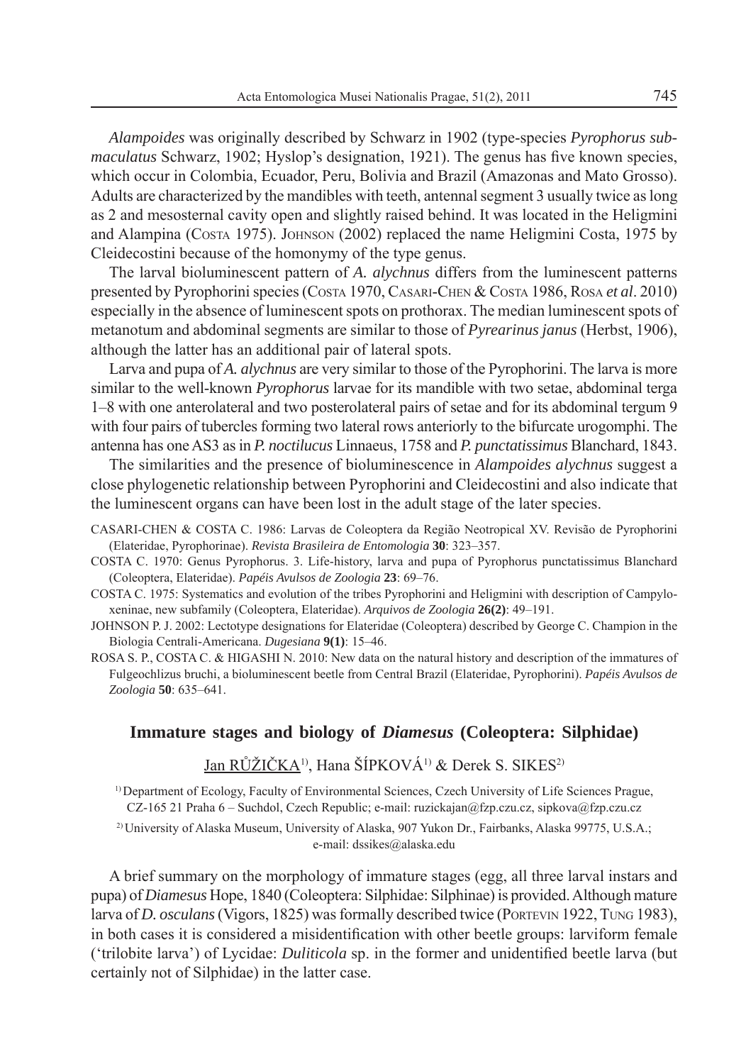*Alampoides* was originally described by Schwarz in 1902 (type-species *Pyrophorus submaculatus* Schwarz, 1902; Hyslop's designation, 1921). The genus has five known species, which occur in Colombia, Ecuador, Peru, Bolivia and Brazil (Amazonas and Mato Grosso). Adults are characterized by the mandibles with teeth, antennal segment 3 usually twice as long as 2 and mesosternal cavity open and slightly raised behind. It was located in the Heligmini and Alampina (Costa 1975). Johnson (2002) replaced the name Heligmini Costa, 1975 by Cleidecostini because of the homonymy of the type genus.

The larval bioluminescent pattern of *A. alychnus* differs from the luminescent patterns presented by Pyrophorini species (Costa 1970, Casari-Chen & Costa 1986, Rosa *et al*. 2010) especially in the absence of luminescent spots on prothorax. The median luminescent spots of metanotum and abdominal segments are similar to those of *Pyrearinus janus* (Herbst, 1906), although the latter has an additional pair of lateral spots.

Larva and pupa of *A. alychnus* are very similar to those of the Pyrophorini. The larva is more similar to the well-known *Pyrophorus* larvae for its mandible with two setae, abdominal terga 1–8 with one anterolateral and two posterolateral pairs of setae and for its abdominal tergum 9 with four pairs of tubercles forming two lateral rows anteriorly to the bifurcate urogomphi. The antenna has one AS3 as in *P. noctilucus* Linnaeus, 1758 and *P. punctatissimus* Blanchard, 1843.

The similarities and the presence of bioluminescence in *Alampoides alychnus* suggest a close phylogenetic relationship between Pyrophorini and Cleidecostini and also indicate that the luminescent organs can have been lost in the adult stage of the later species.

CASARI-CHEN & COSTA C. 1986: Larvas de Coleoptera da Região Neotropical XV. Revisão de Pyrophorini (Elateridae, Pyrophorinae). *Revista Brasileira de Entomologia* **30**: 323–357.

COSTA C. 1970: Genus Pyrophorus. 3. Life-history, larva and pupa of Pyrophorus punctatissimus Blanchard (Coleoptera, Elateridae). *Papéis Avulsos de Zoologia* **23**: 69–76.

COSTA C. 1975: Systematics and evolution of the tribes Pyrophorini and Heligmini with description of Campyloxeninae, new subfamily (Coleoptera, Elateridae). *Arquivos de Zoologia* **26(2)**: 49–191.

JOHNSON P. J. 2002: Lectotype designations for Elateridae (Coleoptera) described by George C. Champion in the Biologia Centrali-Americana. *Dugesiana* **9(1)**: 15–46.

ROSA S. P., COSTA C. & HIGASHI N. 2010: New data on the natural history and description of the immatures of Fulgeochlizus bruchi, a bioluminescent beetle from Central Brazil (Elateridae, Pyrophorini). *Papéis Avulsos de Zoologia* **50**: 635–641.

## Immature stages and biology of *Diamesus* (Coleoptera: Silphidae)

Jan RŮŽIČKA[1)], Hana ŠÍPKOVÁ[1)] & Derek S. SIKES[2)]

[1)] Department of Ecology, Faculty of Environmental Sciences, Czech University of Life Sciences Prague, CZ-165 21 Praha 6 – Suchdol, Czech Republic; e-mail: ruzickajan@fzp.czu.cz, sipkova@fzp.czu.cz

[2)] University of Alaska Museum, University of Alaska, 907 Yukon Dr., Fairbanks, Alaska 99775, U.S.A.; e-mail: dssikes@alaska.edu

A brief summary on the morphology of immature stages (egg, all three larval instars and pupa) of *Diamesus* Hope, 1840 (Coleoptera: Silphidae: Silphinae) is provided. Although mature larva of *D. osculans* (Vigors, 1825) was formally described twice (Portevin 1922, Tung 1983), in both cases it is considered a misidentification with other beetle groups: larviform female ('trilobite larva') of Lycidae: *Duliticola* sp. in the former and unidentified beetle larva (but certainly not of Silphidae) in the latter case.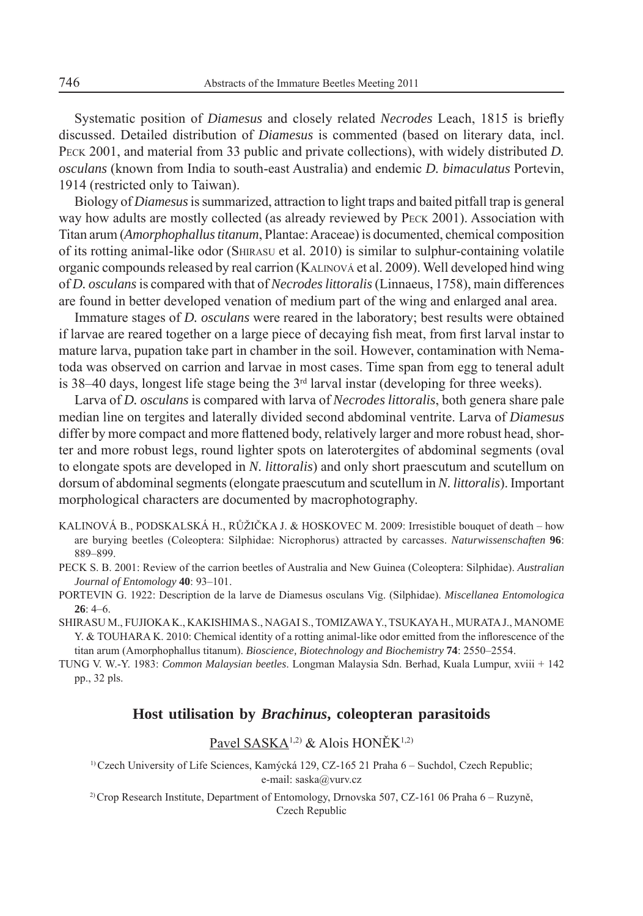Systematic position of *Diamesus* and closely related *Necrodes* Leach, 1815 is briefly discussed. Detailed distribution of *Diamesus* is commented (based on literary data, incl. PECK 2001, and material from 33 public and private collections), with widely distributed *D. osculans* (known from India to south-east Australia) and endemic *D. bimaculatus* Portevin, 1914 (restricted only to Taiwan).

Biology of *Diamesus* is summarized, attraction to light traps and baited pitfall trap is general way how adults are mostly collected (as already reviewed by PECK 2001). Association with Titan arum (*Amorphophallus titanum*, Plantae: Araceae) is documented, chemical composition of its rotting animal-like odor (SHIRASU et al. 2010) is similar to sulphur-containing volatile organic compounds released by real carrion (KALINOVÁ et al. 2009). Well developed hind wing of *D. osculans* is compared with that of *Necrodes littoralis* (Linnaeus, 1758), main differences are found in better developed venation of medium part of the wing and enlarged anal area.

Immature stages of *D. osculans* were reared in the laboratory; best results were obtained if larvae are reared together on a large piece of decaying fish meat, from first larval instar to mature larva, pupation take part in chamber in the soil. However, contamination with Nematoda was observed on carrion and larvae in most cases. Time span from egg to teneral adult is 38–40 days, longest life stage being the 3rd larval instar (developing for three weeks).

Larva of *D. osculans* is compared with larva of *Necrodes littoralis*, both genera share pale median line on tergites and laterally divided second abdominal ventrite. Larva of *Diamesus* differ by more compact and more flattened body, relatively larger and more robust head, shorter and more robust legs, round lighter spots on laterotergites of abdominal segments (oval to elongate spots are developed in *N. littoralis*) and only short praescutum and scutellum on dorsum of abdominal segments (elongate praescutum and scutellum in *N. littoralis*). Important morphological characters are documented by macrophotography.

KALINOVÁ B., PODSKALSKÁ H., RŮŽIČKA J. & HOSKOVEC M. 2009: Irresistible bouquet of death – how are burying beetles (Coleoptera: Silphidae: Nicrophorus) attracted by carcasses. *Naturwissenschaften* **96**: 889–899.

PECK S. B. 2001: Review of the carrion beetles of Australia and New Guinea (Coleoptera: Silphidae). *Australian Journal of Entomology* **40**: 93–101.

PORTEVIN G. 1922: Description de la larve de Diamesus osculans Vig. (Silphidae). *Miscellanea Entomologica* **26**: 4–6.

SHIRASU M., FUJIOKA K., KAKISHIMA S., NAGAI S., TOMIZAWA Y., TSUKAYA H., MURATA J., MANOME Y. & TOUHARA K. 2010: Chemical identity of a rotting animal-like odor emitted from the inflorescence of the titan arum (Amorphophallus titanum). *Bioscience, Biotechnology and Biochemistry* **74**: 2550–2554.

TUNG V. W.-Y. 1983: *Common Malaysian beetles*. Longman Malaysia Sdn. Berhad, Kuala Lumpur, xviii + 142 pp., 32 pls.

## Host utilisation by *Brachinus*, coleopteran parasitoids

Pavel SASKA[1,2] & Alois HONĚK[1,2]

[1] Czech University of Life Sciences, Kamýcká 129, CZ-165 21 Praha 6 – Suchdol, Czech Republic; e-mail: saska@vurv.cz

[2] Crop Research Institute, Department of Entomology, Drnovska 507, CZ-161 06 Praha 6 – Ruzyně, Czech Republic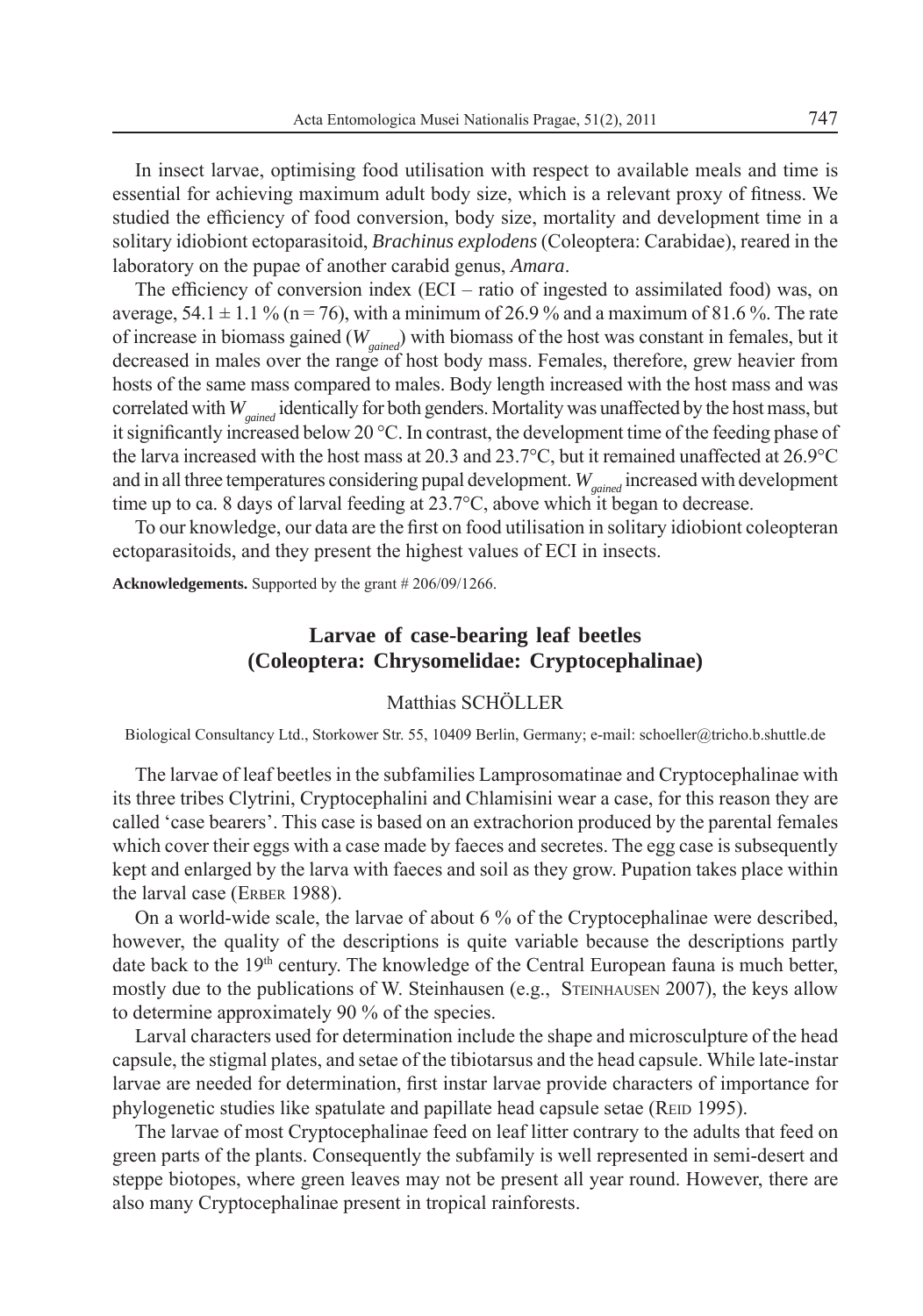In insect larvae, optimising food utilisation with respect to available meals and time is essential for achieving maximum adult body size, which is a relevant proxy of fitness. We studied the efficiency of food conversion, body size, mortality and development time in a solitary idiobiont ectoparasitoid, *Brachinus explodens* (Coleoptera: Carabidae), reared in the laboratory on the pupae of another carabid genus, *Amara*.

The efficiency of conversion index (ECI – ratio of ingested to assimilated food) was, on average, 54.1 ± 1.1 % (n = 76), with a minimum of 26.9 % and a maximum of 81.6 %. The rate of increase in biomass gained ($W_{gained}$) with biomass of the host was constant in females, but it decreased in males over the range of host body mass. Females, therefore, grew heavier from hosts of the same mass compared to males. Body length increased with the host mass and was correlated with $W_{gained}$ identically for both genders. Mortality was unaffected by the host mass, but it significantly increased below 20 °C. In contrast, the development time of the feeding phase of the larva increased with the host mass at 20.3 and 23.7°C, but it remained unaffected at 26.9°C and in all three temperatures considering pupal development. $W_{gained}$ increased with development time up to ca. 8 days of larval feeding at 23.7°C, above which it began to decrease.

To our knowledge, our data are the first on food utilisation in solitary idiobiont coleopteran ectoparasitoids, and they present the highest values of ECI in insects.

**Acknowledgements.** Supported by the grant # 206/09/1266.

## Larvae of case-bearing leaf beetles (Coleoptera: Chrysomelidae: Cryptocephalinae)

Matthias SCHÖLLER

Biological Consultancy Ltd., Storkower Str. 55, 10409 Berlin, Germany; e-mail: schoeller@tricho.b.shuttle.de

The larvae of leaf beetles in the subfamilies Lamprosomatinae and Cryptocephalinae with its three tribes Clytrini, Cryptocephalini and Chlamisini wear a case, for this reason they are called 'case bearers'. This case is based on an extrachorion produced by the parental females which cover their eggs with a case made by faeces and secretes. The egg case is subsequently kept and enlarged by the larva with faeces and soil as they grow. Pupation takes place within the larval case (ERBER 1988).

On a world-wide scale, the larvae of about 6 % of the Cryptocephalinae were described, however, the quality of the descriptions is quite variable because the descriptions partly date back to the 19th century. The knowledge of the Central European fauna is much better, mostly due to the publications of W. Steinhausen (e.g., STEINHAUSEN 2007), the keys allow to determine approximately 90 % of the species.

Larval characters used for determination include the shape and microsculpture of the head capsule, the stigmal plates, and setae of the tibiotarsus and the head capsule. While late-instar larvae are needed for determination, first instar larvae provide characters of importance for phylogenetic studies like spatulate and papillate head capsule setae (REID 1995).

The larvae of most Cryptocephalinae feed on leaf litter contrary to the adults that feed on green parts of the plants. Consequently the subfamily is well represented in semi-desert and steppe biotopes, where green leaves may not be present all year round. However, there are also many Cryptocephalinae present in tropical rainforests.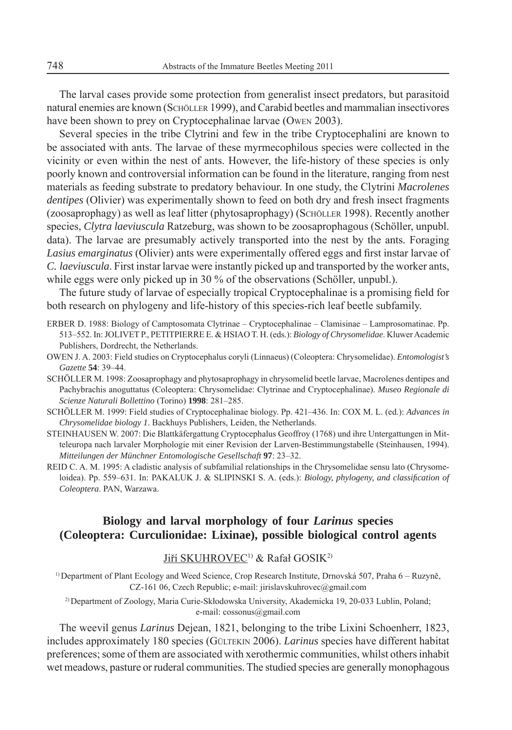The larval cases provide some protection from generalist insect predators, but parasitoid natural enemies are known (SCHÖLLER 1999), and Carabid beetles and mammalian insectivores have been shown to prey on Cryptocephalinae larvae (OWEN 2003).

Several species in the tribe Clytrini and few in the tribe Cryptocephalini are known to be associated with ants. The larvae of these myrmecophilous species were collected in the vicinity or even within the nest of ants. However, the life-history of these species is only poorly known and controversial information can be found in the literature, ranging from nest materials as feeding substrate to predatory behaviour. In one study, the Clytrini *Macrolenes dentipes* (Olivier) was experimentally shown to feed on both dry and fresh insect fragments (zoosaprophagy) as well as leaf litter (phytosaprophagy) (SCHÖLLER 1998). Recently another species, *Clytra laeviuscula* Ratzeburg, was shown to be zoosaprophagous (Schöller, unpubl. data). The larvae are presumably actively transported into the nest by the ants. Foraging *Lasius emarginatus* (Olivier) ants were experimentally offered eggs and first instar larvae of *C. laeviuscula*. First instar larvae were instantly picked up and transported by the worker ants, while eggs were only picked up in 30 % of the observations (Schöller, unpubl.).

The future study of larvae of especially tropical Cryptocephalinae is a promising field for both research on phylogeny and life-history of this species-rich leaf beetle subfamily.

ERBER D. 1988: Biology of Camptosomata Clytrinae – Cryptocephalinae – Clamisinae – Lamprosomatinae. Pp. 513–552. In: JOLIVET P., PETITPIERRE E. & HSIAO T. H. (eds.): *Biology of Chrysomelidae*. Kluwer Academic Publishers, Dordrecht, the Netherlands.

OWEN J. A. 2003: Field studies on Cryptocephalus coryli (Linnaeus) (Coleoptera: Chrysomelidae). *Entomologist's Gazette* **54**: 39–44.

SCHÖLLER M. 1998: Zoosaprophagy and phytosaprophagy in chrysomelid beetle larvae, Macrolenes dentipes and Pachybrachis anoguttatus (Coleoptera: Chrysomelidae: Clytrinae and Cryptocephalinae). *Museo Regionale di Scienze Naturali Bollettino* (Torino) **1998**: 281–285.

SCHÖLLER M. 1999: Field studies of Cryptocephalinae biology. Pp. 421–436. In: COX M. L. (ed.): *Advances in Chrysomelidae biology 1*. Backhuys Publishers, Leiden, the Netherlands.

STEINHAUSEN W. 2007: Die Blattkäfergattung Cryptocephalus Geoffroy (1768) und ihre Untergattungen in Mitteleuropa nach larvaler Morphologie mit einer Revision der Larven-Bestimmungstabelle (Steinhausen, 1994). *Mitteilungen der Münchner Entomologische Gesellschaft* **97**: 23–32.

REID C. A. M. 1995: A cladistic analysis of subfamilial relationships in the Chrysomelidae sensu lato (Chrysomeloidea). Pp. 559–631. In: PAKALUK J. & SLIPINSKI S. A. (eds.): *Biology, phylogeny, and classification of Coleoptera*. PAN, Warzawa.

## Biology and larval morphology of four *Larinus* species (Coleoptera: Curculionidae: Lixinae), possible biological control agents

Jiří SKUHROVEC[1] & Rafał GOSIK[2]

[1] Department of Plant Ecology and Weed Science, Crop Research Institute, Drnovská 507, Praha 6 – Ruzyně, CZ-161 06, Czech Republic; e-mail: jirislavskuhrovec@gmail.com

[2] Department of Zoology, Maria Curie-Skłodowska University, Akademicka 19, 20-033 Lublin, Poland; e-mail: cossonus@gmail.com

The weevil genus *Larinus* Dejean, 1821, belonging to the tribe Lixini Schoenherr, 1823, includes approximately 180 species (GÜLTEKIN 2006). *Larinus* species have different habitat preferences; some of them are associated with xerothermic communities, whilst others inhabit wet meadows, pasture or ruderal communities. The studied species are generally monophagous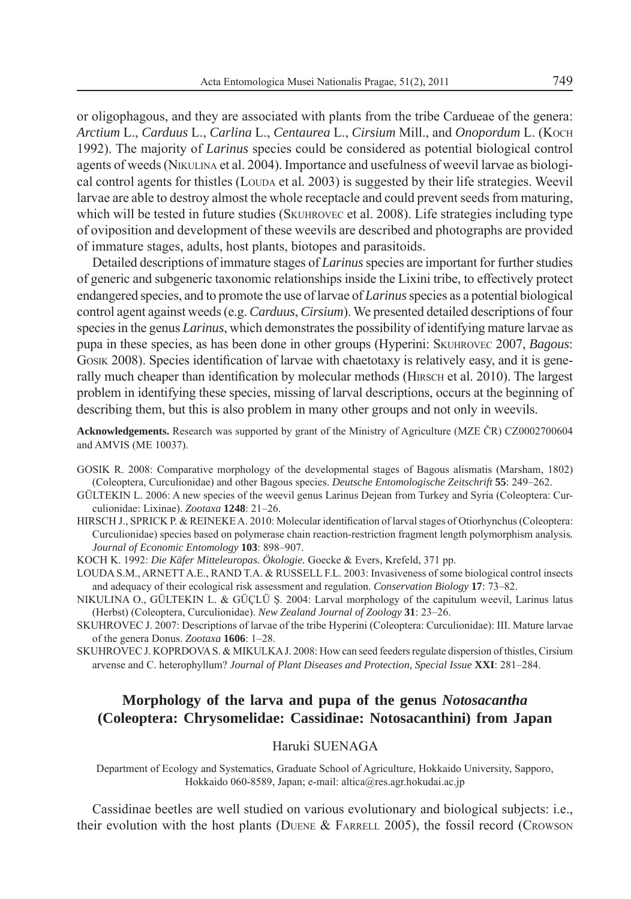or oligophagous, and they are associated with plants from the tribe Cardueae of the genera: *Arctium* L., *Carduus* L., *Carlina* L., *Centaurea* L., *Cirsium* Mill., and *Onopordum* L. (Koch 1992). The majority of *Larinus* species could be considered as potential biological control agents of weeds (Nikulina et al. 2004). Importance and usefulness of weevil larvae as biological control agents for thistles (Louda et al. 2003) is suggested by their life strategies. Weevil larvae are able to destroy almost the whole receptacle and could prevent seeds from maturing, which will be tested in future studies (Skuhrovec et al. 2008). Life strategies including type of oviposition and development of these weevils are described and photographs are provided of immature stages, adults, host plants, biotopes and parasitoids.

Detailed descriptions of immature stages of *Larinus* species are important for further studies of generic and subgeneric taxonomic relationships inside the Lixini tribe, to effectively protect endangered species, and to promote the use of larvae of *Larinus* species as a potential biological control agent against weeds (e.g. *Carduus*, *Cirsium*). We presented detailed descriptions of four species in the genus *Larinus*, which demonstrates the possibility of identifying mature larvae as pupa in these species, as has been done in other groups (Hyperini: Skuhrovec 2007, *Bagous*: Gosik 2008). Species identification of larvae with chaetotaxy is relatively easy, and it is generally much cheaper than identification by molecular methods (Hirsch et al. 2010). The largest problem in identifying these species, missing of larval descriptions, occurs at the beginning of describing them, but this is also problem in many other groups and not only in weevils.

**Acknowledgements.** Research was supported by grant of the Ministry of Agriculture (MZE ČR) CZ0002700604 and AMVIS (ME 10037).

GOSIK R. 2008: Comparative morphology of the developmental stages of Bagous alismatis (Marsham, 1802) (Coleoptera, Curculionidae) and other Bagous species. *Deutsche Entomologische Zeitschrift* **55**: 249–262.

GÜLTEKIN L. 2006: A new species of the weevil genus Larinus Dejean from Turkey and Syria (Coleoptera: Curculionidae: Lixinae). *Zootaxa* **1248**: 21–26.

HIRSCH J., SPRICK P. & REINEKE A. 2010: Molecular identification of larval stages of Otiorhynchus (Coleoptera: Curculionidae) species based on polymerase chain reaction-restriction fragment length polymorphism analysis. *Journal of Economic Entomology* **103**: 898–907.

KOCH K. 1992: *Die Käfer Mitteleuropas. Ökologie.* Goecke & Evers, Krefeld, 371 pp.

LOUDA S.M., ARNETT A.E., RAND T.A. & RUSSELL F.L. 2003: Invasiveness of some biological control insects and adequacy of their ecological risk assessment and regulation. *Conservation Biology* **17**: 73–82.

NIKULINA O., GÜLTEKIN L. & GÜÇLÜ Ş. 2004: Larval morphology of the capitulum weevil, Larinus latus (Herbst) (Coleoptera, Curculionidae). *New Zealand Journal of Zoology* **31**: 23–26.

SKUHROVEC J. 2007: Descriptions of larvae of the tribe Hyperini (Coleoptera: Curculionidae): III. Mature larvae of the genera Donus. *Zootaxa* **1606**: 1–28.

SKUHROVEC J. KOPRDOVA S. & MIKULKA J. 2008: How can seed feeders regulate dispersion of thistles, Cirsium arvense and C. heterophyllum? *Journal of Plant Diseases and Protection, Special Issue* **XXI**: 281–284.

## Morphology of the larva and pupa of the genus *Notosacantha* (Coleoptera: Chrysomelidae: Cassidinae: Notosacanthini) from Japan

Haruki SUENAGA

Department of Ecology and Systematics, Graduate School of Agriculture, Hokkaido University, Sapporo, Hokkaido 060-8589, Japan; e-mail: altica@res.agr.hokudai.ac.jp

Cassidinae beetles are well studied on various evolutionary and biological subjects: i.e., their evolution with the host plants (Duene & Farrell 2005), the fossil record (Crowson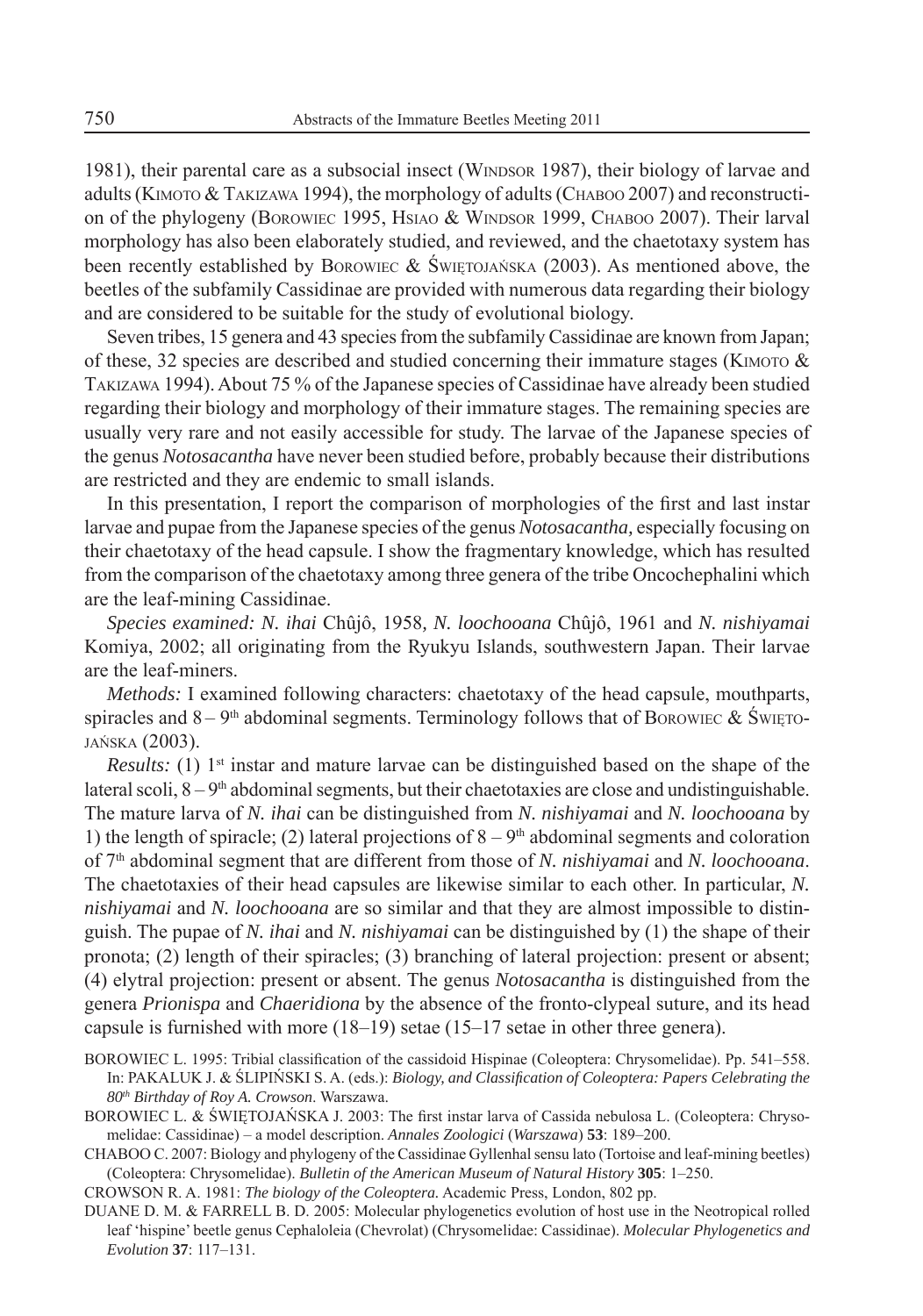1981), their parental care as a subsocial insect (WINDSOR 1987), their biology of larvae and adults (KIMOTO & TAKIZAWA 1994), the morphology of adults (CHABOO 2007) and reconstruction of the phylogeny (BOROWIEC 1995, HSIAO & WINDSOR 1999, CHABOO 2007). Their larval morphology has also been elaborately studied, and reviewed, and the chaetotaxy system has been recently established by BOROWIEC & ŚWIĘTOJAŃSKA (2003). As mentioned above, the beetles of the subfamily Cassidinae are provided with numerous data regarding their biology and are considered to be suitable for the study of evolutional biology.

Seven tribes, 15 genera and 43 species from the subfamily Cassidinae are known from Japan; of these, 32 species are described and studied concerning their immature stages (KIMOTO & TAKIZAWA 1994). About 75 % of the Japanese species of Cassidinae have already been studied regarding their biology and morphology of their immature stages. The remaining species are usually very rare and not easily accessible for study. The larvae of the Japanese species of the genus *Notosacantha* have never been studied before, probably because their distributions are restricted and they are endemic to small islands.

In this presentation, I report the comparison of morphologies of the first and last instar larvae and pupae from the Japanese species of the genus *Notosacantha,* especially focusing on their chaetotaxy of the head capsule. I show the fragmentary knowledge, which has resulted from the comparison of the chaetotaxy among three genera of the tribe Oncochephalini which are the leaf-mining Cassidinae.

*Species examined: N. ihai* Chûjô, 1958*, N. loochooana* Chûjô, 1961 and *N. nishiyamai* Komiya, 2002; all originating from the Ryukyu Islands, southwestern Japan. Their larvae are the leaf-miners.

*Methods:* I examined following characters: chaetotaxy of the head capsule, mouthparts, spiracles and 8 – 9th abdominal segments. Terminology follows that of BOROWIEC & ŚWIĘTOJAŃSKA (2003).

*Results:* (1) 1st instar and mature larvae can be distinguished based on the shape of the lateral scoli, 8 – 9th abdominal segments, but their chaetotaxies are close and undistinguishable. The mature larva of *N. ihai* can be distinguished from *N. nishiyamai* and *N. loochooana* by 1) the length of spiracle; (2) lateral projections of 8 – 9th abdominal segments and coloration of 7th abdominal segment that are different from those of *N. nishiyamai* and *N. loochooana*. The chaetotaxies of their head capsules are likewise similar to each other. In particular, *N. nishiyamai* and *N. loochooana* are so similar and that they are almost impossible to distinguish. The pupae of *N. ihai* and *N. nishiyamai* can be distinguished by (1) the shape of their pronota; (2) length of their spiracles; (3) branching of lateral projection: present or absent; (4) elytral projection: present or absent. The genus *Notosacantha* is distinguished from the genera *Prionispa* and *Chaeridiona* by the absence of the fronto-clypeal suture, and its head capsule is furnished with more (18–19) setae (15–17 setae in other three genera).

BOROWIEC L. 1995: Tribial classification of the cassidoid Hispinae (Coleoptera: Chrysomelidae). Pp. 541–558. In: PAKALUK J. & ŚLIPIŃSKI S. A. (eds.): *Biology, and Classification of Coleoptera: Papers Celebrating the 80th Birthday of Roy A. Crowson*. Warszawa.

BOROWIEC L. & ŚWIĘTOJAŃSKA J. 2003: The first instar larva of Cassida nebulosa L. (Coleoptera: Chrysomelidae: Cassidinae) – a model description. *Annales Zoologici* (*Warszawa*) **53**: 189–200.

CHABOO C. 2007: Biology and phylogeny of the Cassidinae Gyllenhal sensu lato (Tortoise and leaf-mining beetles) (Coleoptera: Chrysomelidae). *Bulletin of the American Museum of Natural History* **305**: 1–250.

CROWSON R. A. 1981: *The biology of the Coleoptera.* Academic Press, London, 802 pp.

DUANE D. M. & FARRELL B. D. 2005: Molecular phylogenetics evolution of host use in the Neotropical rolled leaf 'hispine' beetle genus Cephaloleia (Chevrolat) (Chrysomelidae: Cassidinae). *Molecular Phylogenetics and Evolution* **37**: 117–131.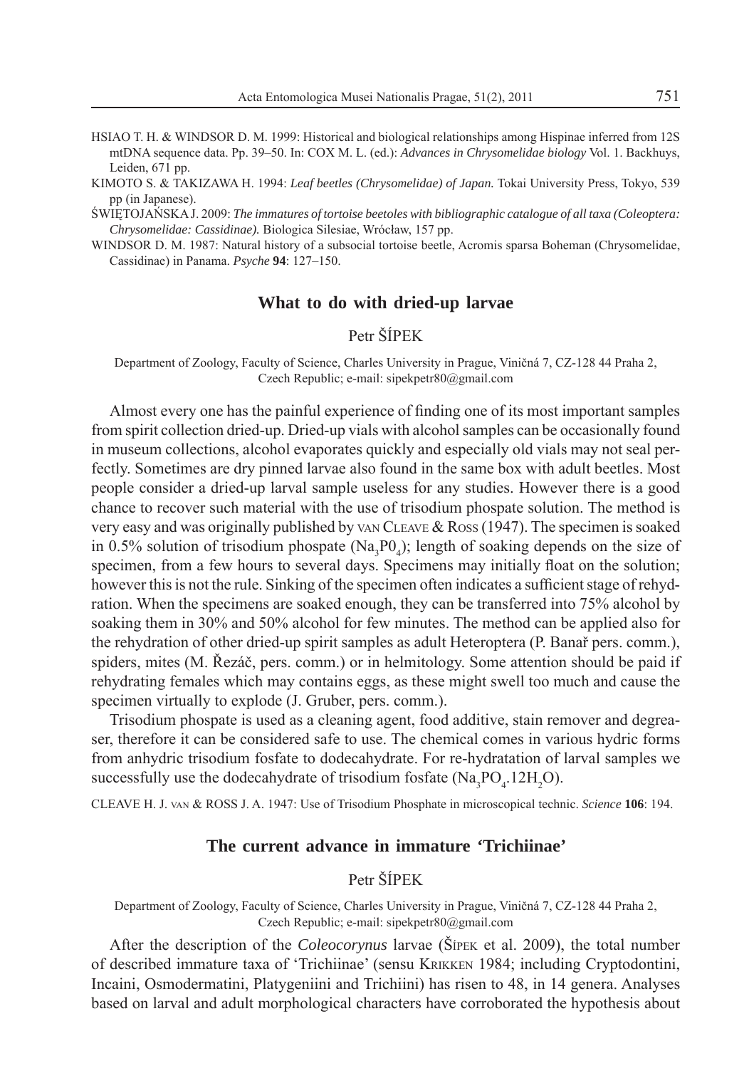HSIAO T. H. & WINDSOR D. M. 1999: Historical and biological relationships among Hispinae inferred from 12S mtDNA sequence data. Pp. 39–50. In: COX M. L. (ed.): *Advances in Chrysomelidae biology* Vol. 1. Backhuys, Leiden, 671 pp.

KIMOTO S. & TAKIZAWA H. 1994: *Leaf beetles (Chrysomelidae) of Japan.* Tokai University Press, Tokyo, 539 pp (in Japanese).

ŚWIĘTOJAŃSKA J. 2009: *The immatures of tortoise beetoles with bibliographic catalogue of all taxa (Coleoptera: Chrysomelidae: Cassidinae).* Biologica Silesiae, Wrócław, 157 pp.

WINDSOR D. M. 1987: Natural history of a subsocial tortoise beetle, Acromis sparsa Boheman (Chrysomelidae, Cassidinae) in Panama. *Psyche* **94**: 127–150.

## What to do with dried-up larvae

Petr ŠÍPEK

Department of Zoology, Faculty of Science, Charles University in Prague, Viničná 7, CZ-128 44 Praha 2, Czech Republic; e-mail: sipekpetr80@gmail.com

Almost every one has the painful experience of finding one of its most important samples from spirit collection dried-up. Dried-up vials with alcohol samples can be occasionally found in museum collections, alcohol evaporates quickly and especially old vials may not seal perfectly. Sometimes are dry pinned larvae also found in the same box with adult beetles. Most people consider a dried-up larval sample useless for any studies. However there is a good chance to recover such material with the use of trisodium phospate solution. The method is very easy and was originally published by VAN CLEAVE & ROSS (1947). The specimen is soaked in 0.5% solution of trisodium phospate ($Na_3P0_4$); length of soaking depends on the size of specimen, from a few hours to several days. Specimens may initially float on the solution; however this is not the rule. Sinking of the specimen often indicates a sufficient stage of rehydration. When the specimens are soaked enough, they can be transferred into 75% alcohol by soaking them in 30% and 50% alcohol for few minutes. The method can be applied also for the rehydration of other dried-up spirit samples as adult Heteroptera (P. Banař pers. comm.), spiders, mites (M. Řezáč, pers. comm.) or in helmitology. Some attention should be paid if rehydrating females which may contains eggs, as these might swell too much and cause the specimen virtually to explode (J. Gruber, pers. comm.).

Trisodium phospate is used as a cleaning agent, food additive, stain remover and degreaser, therefore it can be considered safe to use. The chemical comes in various hydric forms from anhydric trisodium fosfate to dodecahydrate. For re-hydratation of larval samples we successfully use the dodecahydrate of trisodium fosfate ($Na_3PO_4.12H_2O$).

CLEAVE H. J. VAN & ROSS J. A. 1947: Use of Trisodium Phosphate in microscopical technic. *Science* **106**: 194.

## The current advance in immature 'Trichiinae'

Petr ŠÍPEK

Department of Zoology, Faculty of Science, Charles University in Prague, Viničná 7, CZ-128 44 Praha 2, Czech Republic; e-mail: sipekpetr80@gmail.com

After the description of the *Coleocorynus* larvae (ŠÍPEK et al. 2009), the total number of described immature taxa of 'Trichiinae' (sensu KRIKKEN 1984; including Cryptodontini, Incaini, Osmodermatini, Platygeniini and Trichiini) has risen to 48, in 14 genera. Analyses based on larval and adult morphological characters have corroborated the hypothesis about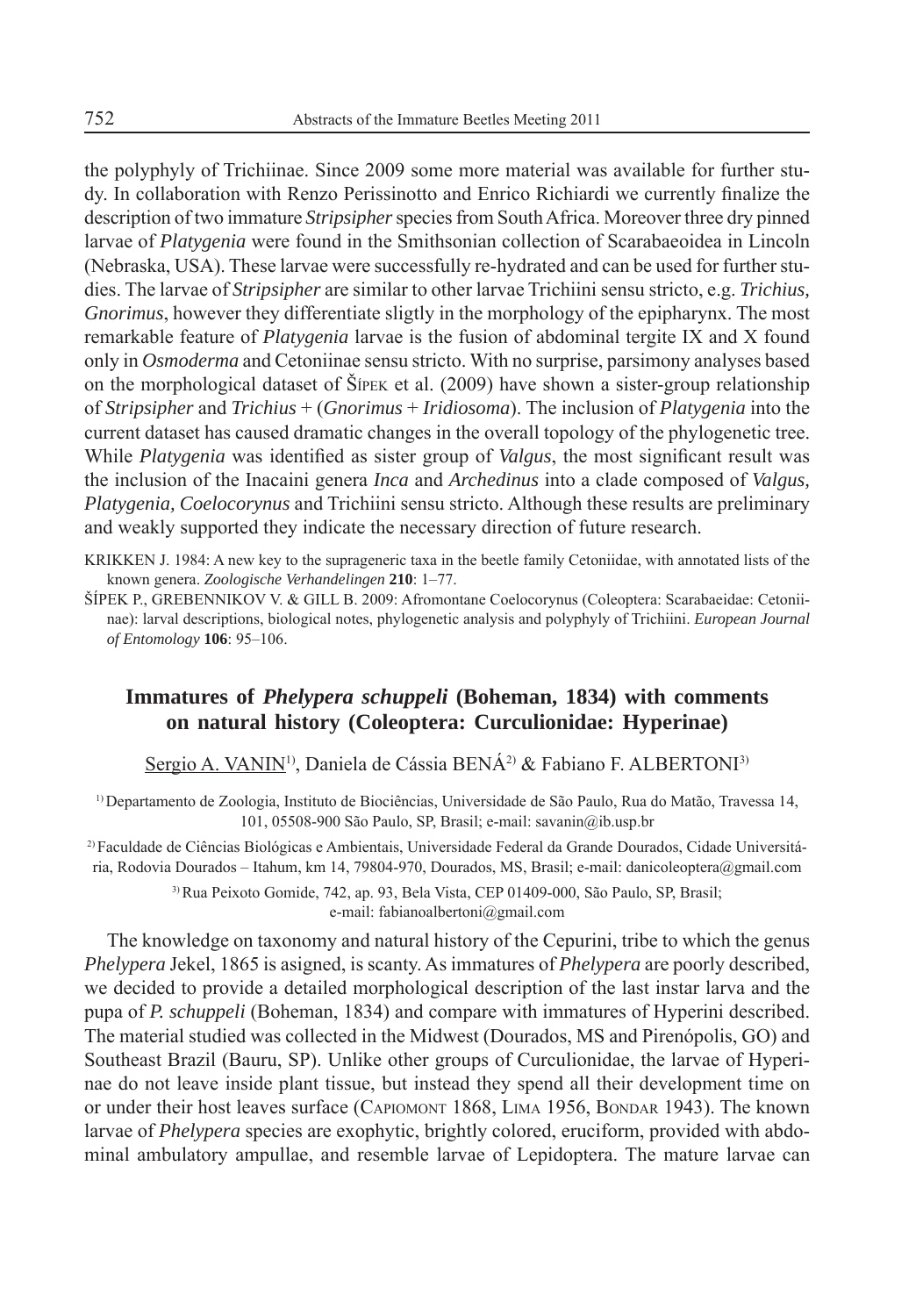the polyphyly of Trichiinae. Since 2009 some more material was available for further study. In collaboration with Renzo Perissinotto and Enrico Richiardi we currently finalize the description of two immature *Stripsipher* species from South Africa. Moreover three dry pinned larvae of *Platygenia* were found in the Smithsonian collection of Scarabaeoidea in Lincoln (Nebraska, USA). These larvae were successfully re-hydrated and can be used for further studies. The larvae of *Stripsipher* are similar to other larvae Trichiini sensu stricto, e.g. *Trichius, Gnorimus*, however they differentiate sligtly in the morphology of the epipharynx. The most remarkable feature of *Platygenia* larvae is the fusion of abdominal tergite IX and X found only in *Osmoderma* and Cetoniinae sensu stricto. With no surprise, parsimony analyses based on the morphological dataset of Šípek et al. (2009) have shown a sister-group relationship of *Stripsipher* and *Trichius* + (*Gnorimus* + *Iridiosoma*). The inclusion of *Platygenia* into the current dataset has caused dramatic changes in the overall topology of the phylogenetic tree. While *Platygenia* was identified as sister group of *Valgus*, the most significant result was the inclusion of the Inacaini genera *Inca* and *Archedinus* into a clade composed of *Valgus, Platygenia, Coelocorynus* and Trichiini sensu stricto. Although these results are preliminary and weakly supported they indicate the necessary direction of future research.

KRIKKEN J. 1984: A new key to the suprageneric taxa in the beetle family Cetoniidae, with annotated lists of the known genera. *Zoologische Verhandelingen* **210**: 1–77.

ŠÍPEK P., GREBENNIKOV V. & GILL B. 2009: Afromontane Coelocorynus (Coleoptera: Scarabaeidae: Cetoniinae): larval descriptions, biological notes, phylogenetic analysis and polyphyly of Trichiini. *European Journal of Entomology* **106**: 95–106.

## Immatures of *Phelypera schuppeli* (Boheman, 1834) with comments on natural history (Coleoptera: Curculionidae: Hyperinae)

Sergio A. VANIN[1], Daniela de Cássia BENÁ[2] & Fabiano F. ALBERTONI[3]

[1] Departamento de Zoologia, Instituto de Biociências, Universidade de São Paulo, Rua do Matão, Travessa 14, 101, 05508-900 São Paulo, SP, Brasil; e-mail: savanin@ib.usp.br

[2] Faculdade de Ciências Biológicas e Ambientais, Universidade Federal da Grande Dourados, Cidade Universitária, Rodovia Dourados – Itahum, km 14, 79804-970, Dourados, MS, Brasil; e-mail: danicoleoptera@gmail.com

[3] Rua Peixoto Gomide, 742, ap. 93, Bela Vista, CEP 01409-000, São Paulo, SP, Brasil; e-mail: fabianoalbertoni@gmail.com

The knowledge on taxonomy and natural history of the Cepurini, tribe to which the genus *Phelypera* Jekel, 1865 is asigned, is scanty. As immatures of *Phelypera* are poorly described, we decided to provide a detailed morphological description of the last instar larva and the pupa of *P. schuppeli* (Boheman, 1834) and compare with immatures of Hyperini described. The material studied was collected in the Midwest (Dourados, MS and Pirenópolis, GO) and Southeast Brazil (Bauru, SP). Unlike other groups of Curculionidae, the larvae of Hyperinae do not leave inside plant tissue, but instead they spend all their development time on or under their host leaves surface (Capiomont 1868, Lima 1956, Bondar 1943). The known larvae of *Phelypera* species are exophytic, brightly colored, eruciform, provided with abdominal ambulatory ampullae, and resemble larvae of Lepidoptera. The mature larvae can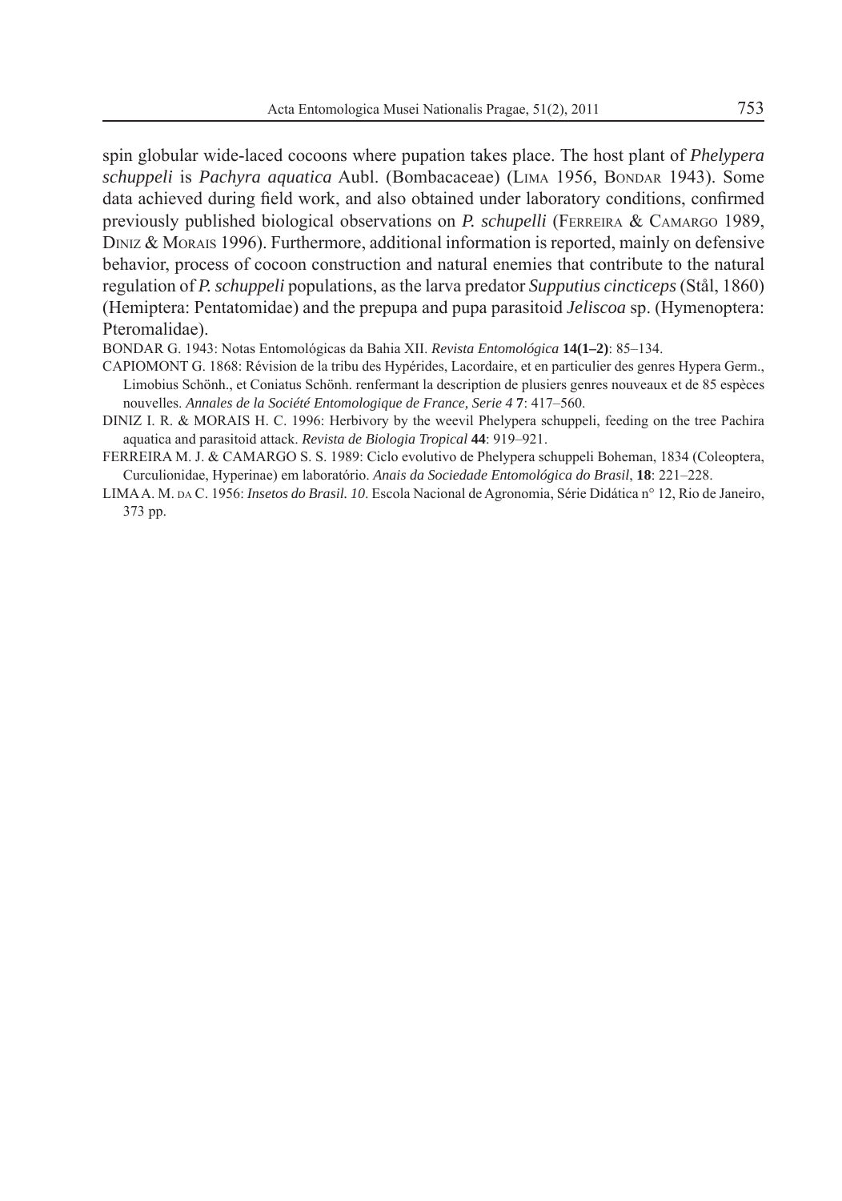spin globular wide-laced cocoons where pupation takes place. The host plant of *Phelypera schuppeli* is *Pachyra aquatica* Aubl. (Bombacaceae) (LIMA 1956, BONDAR 1943). Some data achieved during field work, and also obtained under laboratory conditions, confirmed previously published biological observations on *P. schupelli* (FERREIRA & CAMARGO 1989, DINIZ & MORAIS 1996). Furthermore, additional information is reported, mainly on defensive behavior, process of cocoon construction and natural enemies that contribute to the natural regulation of *P. schuppeli* populations, as the larva predator *Supputius cincticeps* (Stål, 1860) (Hemiptera: Pentatomidae) and the prepupa and pupa parasitoid *Jeliscoa* sp. (Hymenoptera: Pteromalidae).

BONDAR G. 1943: Notas Entomológicas da Bahia XII. *Revista Entomológica* **14(1–2)**: 85–134.

CAPIOMONT G. 1868: Révision de la tribu des Hypérides, Lacordaire, et en particulier des genres Hypera Germ., Limobius Schönh., et Coniatus Schönh. renfermant la description de plusiers genres nouveaux et de 85 espèces nouvelles. *Annales de la Société Entomologique de France, Serie 4* **7**: 417–560.

DINIZ I. R. & MORAIS H. C. 1996: Herbivory by the weevil Phelypera schuppeli, feeding on the tree Pachira aquatica and parasitoid attack. *Revista de Biologia Tropical* **44**: 919–921.

FERREIRA M. J. & CAMARGO S. S. 1989: Ciclo evolutivo de Phelypera schuppeli Boheman, 1834 (Coleoptera, Curculionidae, Hyperinae) em laboratório. *Anais da Sociedade Entomológica do Brasil*, **18**: 221–228.

LIMA A. M. DA C. 1956: *Insetos do Brasil. 10*. Escola Nacional de Agronomia, Série Didática n° 12, Rio de Janeiro, 373 pp.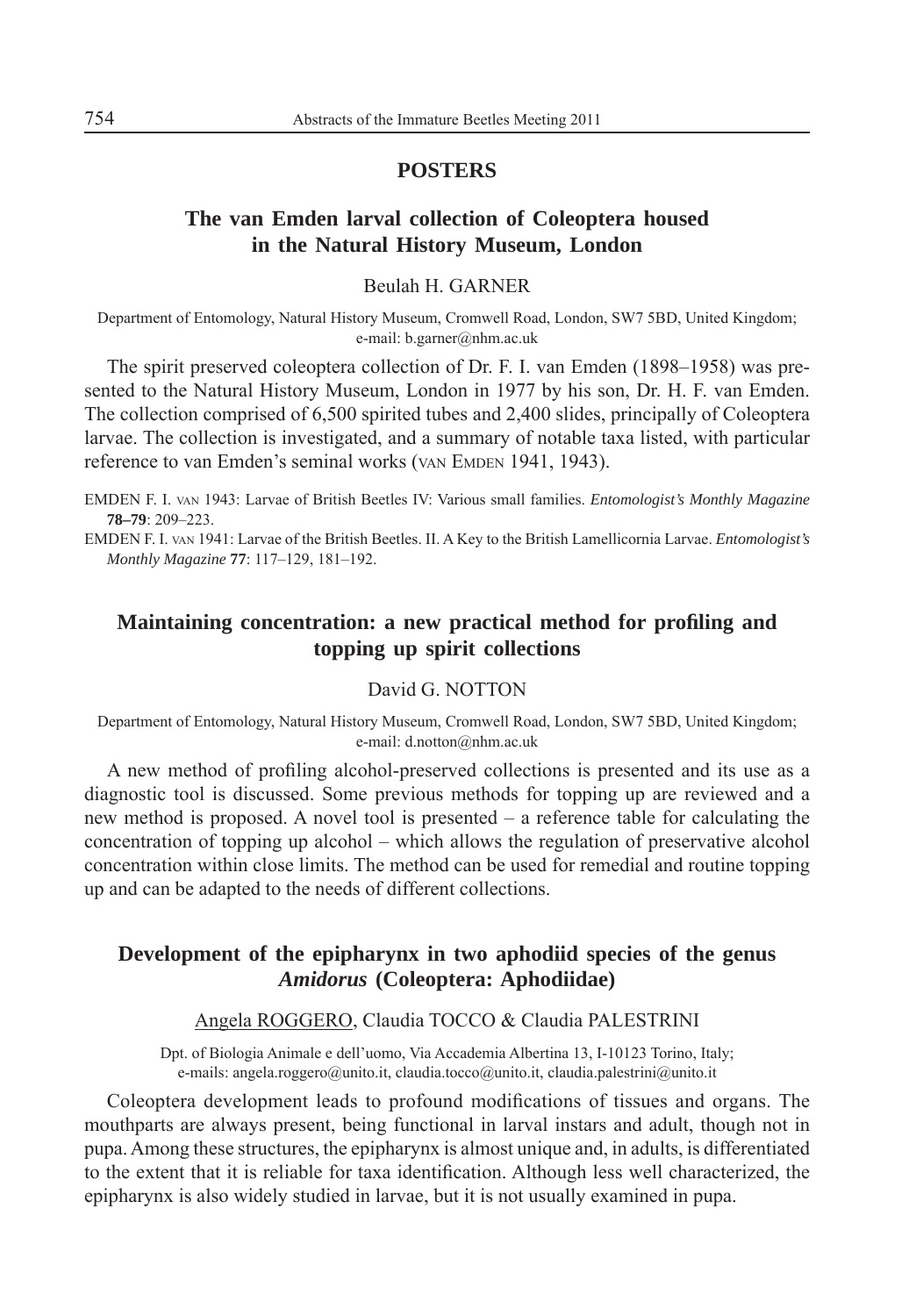## POSTERS

### The van Emden larval collection of Coleoptera housed in the Natural History Museum, London

Beulah H. GARNER

Department of Entomology, Natural History Museum, Cromwell Road, London, SW7 5BD, United Kingdom; e-mail: b.garner@nhm.ac.uk

The spirit preserved coleoptera collection of Dr. F. I. van Emden (1898–1958) was presented to the Natural History Museum, London in 1977 by his son, Dr. H. F. van Emden. The collection comprised of 6,500 spirited tubes and 2,400 slides, principally of Coleoptera larvae. The collection is investigated, and a summary of notable taxa listed, with particular reference to van Emden's seminal works (van Emden 1941, 1943).

EMDEN F. I. van 1943: Larvae of British Beetles IV: Various small families. *Entomologist's Monthly Magazine* **78–79**: 209–223.

EMDEN F. I. van 1941: Larvae of the British Beetles. II. A Key to the British Lamellicornia Larvae. *Entomologist's Monthly Magazine* **77**: 117–129, 181–192.

### Maintaining concentration: a new practical method for profiling and topping up spirit collections

David G. NOTTON

Department of Entomology, Natural History Museum, Cromwell Road, London, SW7 5BD, United Kingdom; e-mail: d.notton@nhm.ac.uk

A new method of profiling alcohol-preserved collections is presented and its use as a diagnostic tool is discussed. Some previous methods for topping up are reviewed and a new method is proposed. A novel tool is presented – a reference table for calculating the concentration of topping up alcohol – which allows the regulation of preservative alcohol concentration within close limits. The method can be used for remedial and routine topping up and can be adapted to the needs of different collections.

### Development of the epipharynx in two aphodiid species of the genus *Amidorus* (Coleoptera: Aphodiidae)

Angela ROGGERO, Claudia TOCCO & Claudia PALESTRINI

Dpt. of Biologia Animale e dell'uomo, Via Accademia Albertina 13, I-10123 Torino, Italy; e-mails: angela.roggero@unito.it, claudia.tocco@unito.it, claudia.palestrini@unito.it

Coleoptera development leads to profound modifications of tissues and organs. The mouthparts are always present, being functional in larval instars and adult, though not in pupa. Among these structures, the epipharynx is almost unique and, in adults, is differentiated to the extent that it is reliable for taxa identification. Although less well characterized, the epipharynx is also widely studied in larvae, but it is not usually examined in pupa.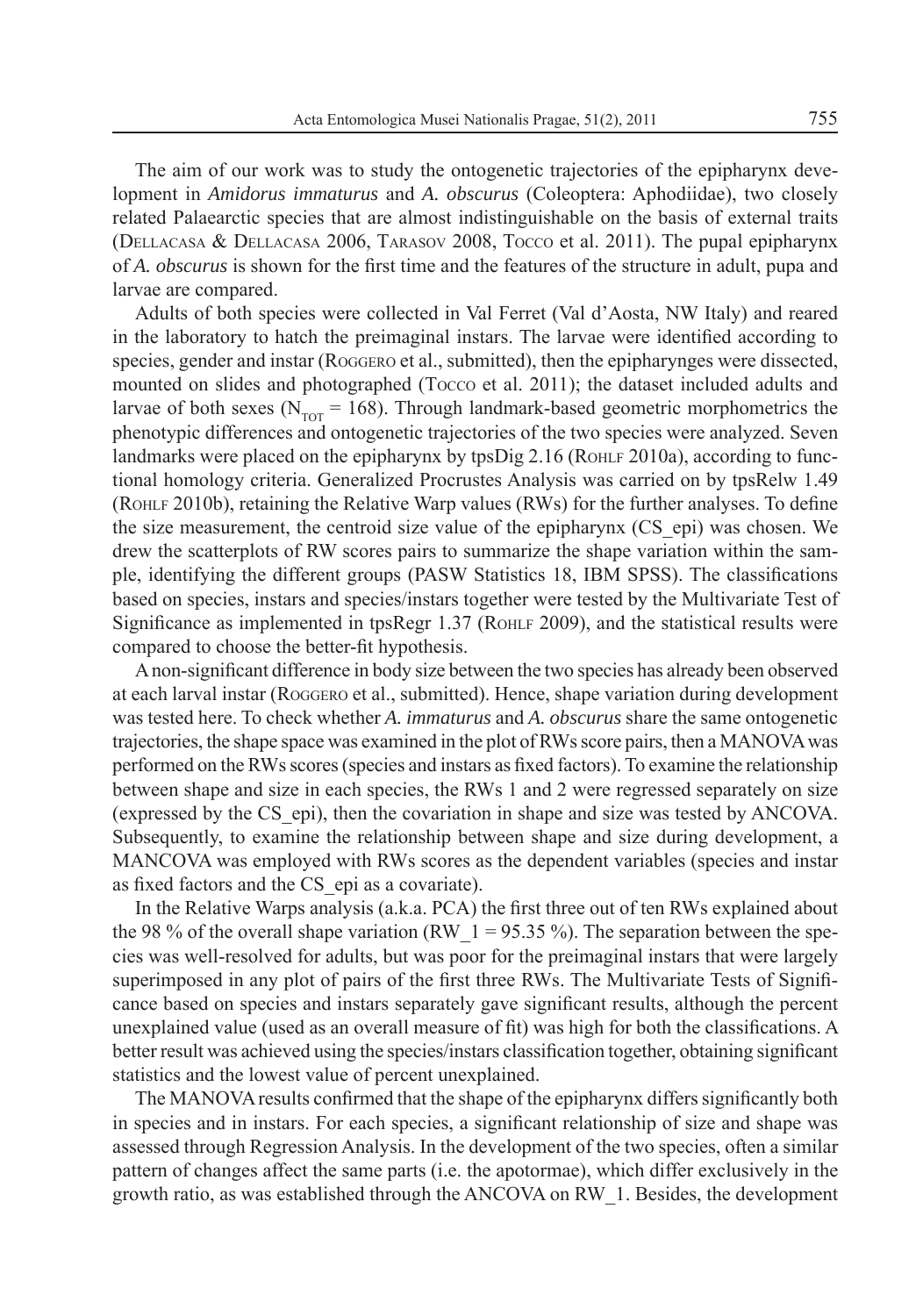The aim of our work was to study the ontogenetic trajectories of the epipharynx development in *Amidorus immaturus* and *A. obscurus* (Coleoptera: Aphodiidae), two closely related Palaearctic species that are almost indistinguishable on the basis of external traits (Dellacasa & Dellacasa 2006, Tarasov 2008, Tocco et al. 2011). The pupal epipharynx of *A. obscurus* is shown for the first time and the features of the structure in adult, pupa and larvae are compared.

Adults of both species were collected in Val Ferret (Val d'Aosta, NW Italy) and reared in the laboratory to hatch the preimaginal instars. The larvae were identified according to species, gender and instar (Roggero et al., submitted), then the epipharynges were dissected, mounted on slides and photographed (Tocco et al. 2011); the dataset included adults and larvae of both sexes ($N_{TOT}$ = 168). Through landmark-based geometric morphometrics the phenotypic differences and ontogenetic trajectories of the two species were analyzed. Seven landmarks were placed on the epipharynx by tpsDig 2.16 (Rohlf 2010a), according to functional homology criteria. Generalized Procrustes Analysis was carried on by tpsRelw 1.49 (Rohlf 2010b), retaining the Relative Warp values (RWs) for the further analyses. To define the size measurement, the centroid size value of the epipharynx (CS_epi) was chosen. We drew the scatterplots of RW scores pairs to summarize the shape variation within the sample, identifying the different groups (PASW Statistics 18, IBM SPSS). The classifications based on species, instars and species/instars together were tested by the Multivariate Test of Significance as implemented in tpsRegr 1.37 (Rohlf 2009), and the statistical results were compared to choose the better-fit hypothesis.

A non-significant difference in body size between the two species has already been observed at each larval instar (Roggero et al., submitted). Hence, shape variation during development was tested here. To check whether *A. immaturus* and *A. obscurus* share the same ontogenetic trajectories, the shape space was examined in the plot of RWs score pairs, then a MANOVA was performed on the RWs scores (species and instars as fixed factors). To examine the relationship between shape and size in each species, the RWs 1 and 2 were regressed separately on size (expressed by the CS_epi), then the covariation in shape and size was tested by ANCOVA. Subsequently, to examine the relationship between shape and size during development, a MANCOVA was employed with RWs scores as the dependent variables (species and instar as fixed factors and the CS_epi as a covariate).

In the Relative Warps analysis (a.k.a. PCA) the first three out of ten RWs explained about the 98 % of the overall shape variation (RW_1 = 95.35 %). The separation between the species was well-resolved for adults, but was poor for the preimaginal instars that were largely superimposed in any plot of pairs of the first three RWs. The Multivariate Tests of Significance based on species and instars separately gave significant results, although the percent unexplained value (used as an overall measure of fit) was high for both the classifications. A better result was achieved using the species/instars classification together, obtaining significant statistics and the lowest value of percent unexplained.

The MANOVA results confirmed that the shape of the epipharynx differs significantly both in species and in instars. For each species, a significant relationship of size and shape was assessed through Regression Analysis. In the development of the two species, often a similar pattern of changes affect the same parts (i.e. the apotormae), which differ exclusively in the growth ratio, as was established through the ANCOVA on RW_1. Besides, the development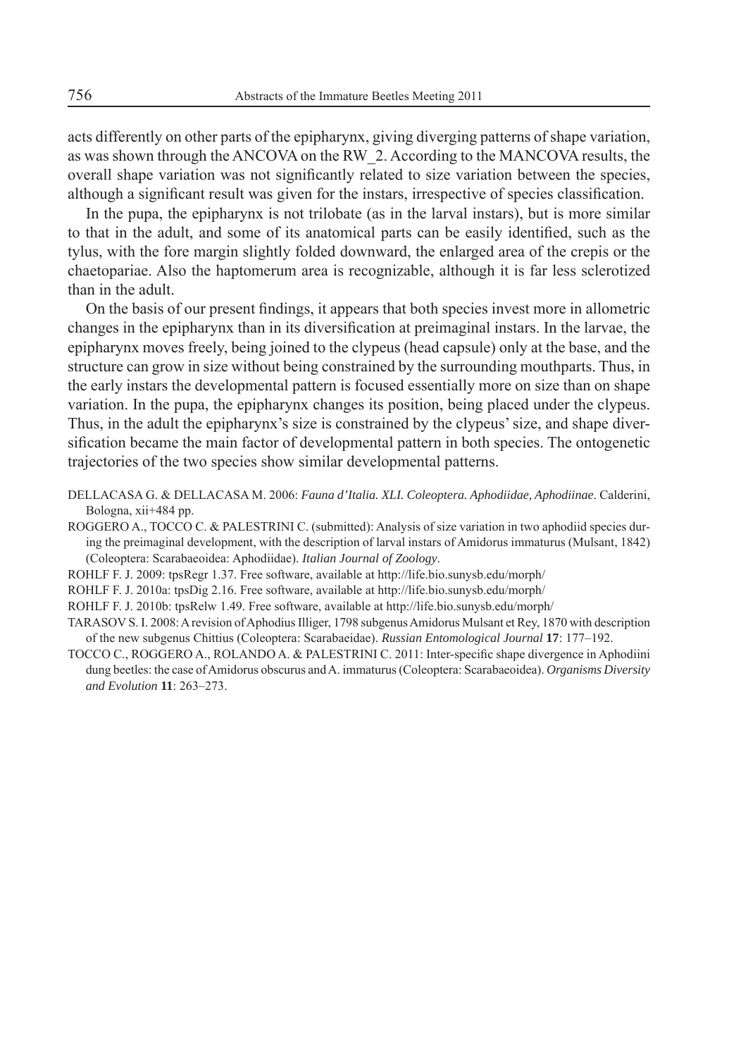acts differently on other parts of the epipharynx, giving diverging patterns of shape variation, as was shown through the ANCOVA on the RW_2. According to the MANCOVA results, the overall shape variation was not significantly related to size variation between the species, although a significant result was given for the instars, irrespective of species classification.

In the pupa, the epipharynx is not trilobate (as in the larval instars), but is more similar to that in the adult, and some of its anatomical parts can be easily identified, such as the tylus, with the fore margin slightly folded downward, the enlarged area of the crepis or the chaetopariae. Also the haptomerum area is recognizable, although it is far less sclerotized than in the adult.

On the basis of our present findings, it appears that both species invest more in allometric changes in the epipharynx than in its diversification at preimaginal instars. In the larvae, the epipharynx moves freely, being joined to the clypeus (head capsule) only at the base, and the structure can grow in size without being constrained by the surrounding mouthparts. Thus, in the early instars the developmental pattern is focused essentially more on size than on shape variation. In the pupa, the epipharynx changes its position, being placed under the clypeus. Thus, in the adult the epipharynx's size is constrained by the clypeus' size, and shape diversification became the main factor of developmental pattern in both species. The ontogenetic trajectories of the two species show similar developmental patterns.

DELLACASA G. & DELLACASA M. 2006: *Fauna d'Italia. XLI. Coleoptera. Aphodiidae, Aphodiinae*. Calderini, Bologna, xii+484 pp.

ROGGERO A., TOCCO C. & PALESTRINI C. (submitted): Analysis of size variation in two aphodiid species during the preimaginal development, with the description of larval instars of Amidorus immaturus (Mulsant, 1842) (Coleoptera: Scarabaeoidea: Aphodiidae). *Italian Journal of Zoology*.

ROHLF F. J. 2009: tpsRegr 1.37. Free software, available at http://life.bio.sunysb.edu/morph/

ROHLF F. J. 2010a: tpsDig 2.16. Free software, available at http://life.bio.sunysb.edu/morph/

ROHLF F. J. 2010b: tpsRelw 1.49. Free software, available at http://life.bio.sunysb.edu/morph/

TARASOV S. I. 2008: A revision of Aphodius Illiger, 1798 subgenus Amidorus Mulsant et Rey, 1870 with description of the new subgenus Chittius (Coleoptera: Scarabaeidae). *Russian Entomological Journal* **17**: 177–192.

TOCCO C., ROGGERO A., ROLANDO A. & PALESTRINI C. 2011: Inter-specific shape divergence in Aphodiini dung beetles: the case of Amidorus obscurus and A. immaturus (Coleoptera: Scarabaeoidea). *Organisms Diversity and Evolution* **11**: 263–273.